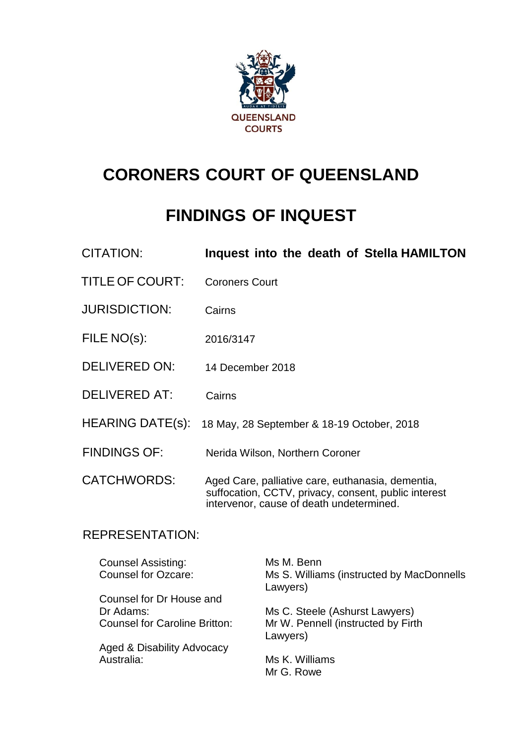QUEENSLAND COURTS

# CORONERS COURT OF QUEENSLAND

# FINDINGS OF INQUEST

| | |
|---|---|
| CITATION: | **Inquest into the death of Stella HAMILTON** |
| TITLE OF COURT: | Coroners Court |
| JURISDICTION: | Cairns |
| FILE NO(s): | 2016/3147 |
| DELIVERED ON: | 14 December 2018 |
| DELIVERED AT: | Cairns |
| HEARING DATE(s): | 18 May, 28 September & 18-19 October, 2018 |
| FINDINGS OF: | Nerida Wilson, Northern Coroner |
| CATCHWORDS: | Aged Care, palliative care, euthanasia, dementia, suffocation, CCTV, privacy, consent, public interest intervenor, cause of death undetermined. |

REPRESENTATION:

| | |
|---|---|
| Counsel Assisting: | Ms M. Benn |
| Counsel for Ozcare: | Ms S. Williams (instructed by MacDonnells Lawyers) |
| Counsel for Dr House and Dr Adams: | Ms C. Steele (Ashurst Lawyers) |
| Counsel for Caroline Britton: | Mr W. Pennell (instructed by Firth Lawyers) |
| Aged & Disability Advocacy Australia: | Ms K. Williams<br>Mr G. Rowe |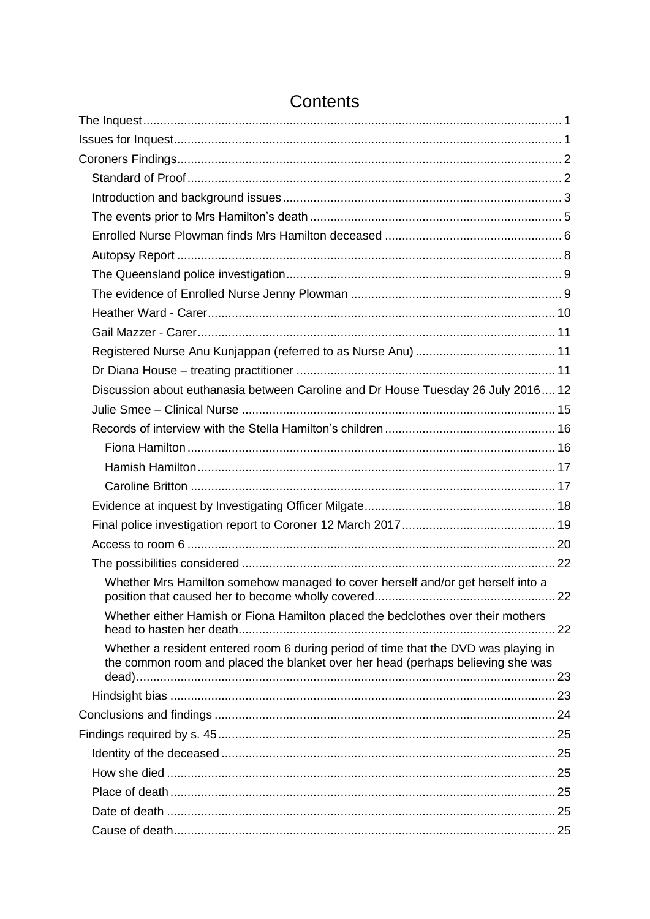# Contents

- The Inquest ..... 1
- Issues for Inquest ..... 1
- Coroners Findings ..... 2
  - Standard of Proof ..... 2
  - Introduction and background issues ..... 3
  - The events prior to Mrs Hamilton's death ..... 5
  - Enrolled Nurse Plowman finds Mrs Hamilton deceased ..... 6
  - Autopsy Report ..... 8
  - The Queensland police investigation ..... 9
  - The evidence of Enrolled Nurse Jenny Plowman ..... 9
  - Heather Ward - Carer ..... 10
  - Gail Mazzer - Carer ..... 11
  - Registered Nurse Anu Kunjappan (referred to as Nurse Anu) ..... 11
  - Dr Diana House – treating practitioner ..... 11
  - Discussion about euthanasia between Caroline and Dr House Tuesday 26 July 2016 ..... 12
  - Julie Smee – Clinical Nurse ..... 15
  - Records of interview with the Stella Hamilton's children ..... 16
    - Fiona Hamilton ..... 16
    - Hamish Hamilton ..... 17
    - Caroline Britton ..... 17
  - Evidence at inquest by Investigating Officer Milgate ..... 18
  - Final police investigation report to Coroner 12 March 2017 ..... 19
  - Access to room 6 ..... 20
  - The possibilities considered ..... 22
    - Whether Mrs Hamilton somehow managed to cover herself and/or get herself into a position that caused her to become wholly covered ..... 22
    - Whether either Hamish or Fiona Hamilton placed the bedclothes over their mothers head to hasten her death ..... 22
    - Whether a resident entered room 6 during period of time that the DVD was playing in the common room and placed the blanket over her head (perhaps believing she was dead) ..... 23
  - Hindsight bias ..... 23
- Conclusions and findings ..... 24
- Findings required by s. 45 ..... 25
  - Identity of the deceased ..... 25
  - How she died ..... 25
  - Place of death ..... 25
  - Date of death ..... 25
  - Cause of death ..... 25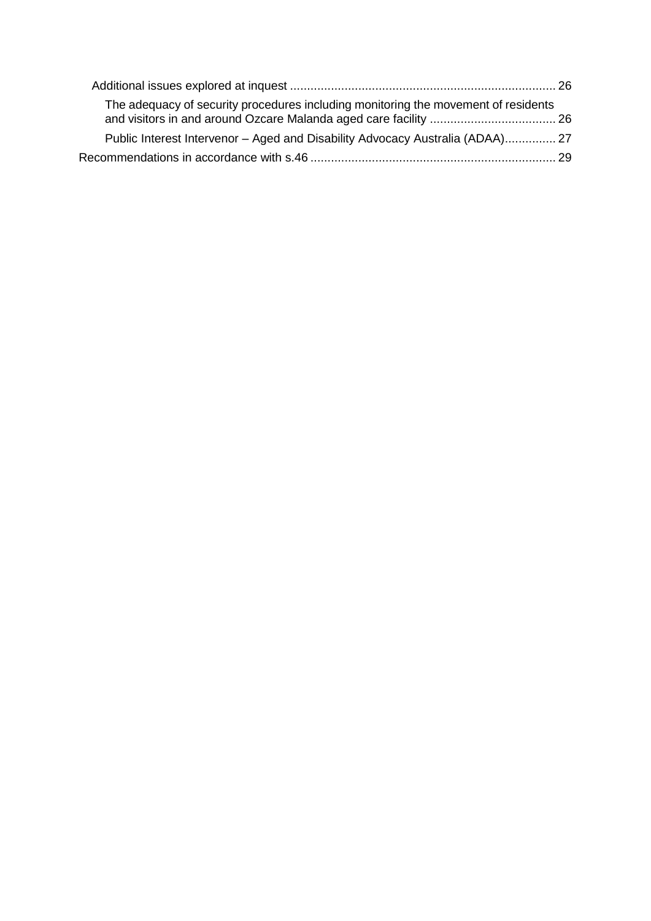Additional issues explored at inquest ............................................................................ 26

The adequacy of security procedures including monitoring the movement of residents and visitors in and around Ozcare Malanda aged care facility .................................... 26

Public Interest Intervenor – Aged and Disability Advocacy Australia (ADAA)............... 27

Recommendations in accordance with s.46 ....................................................................... 29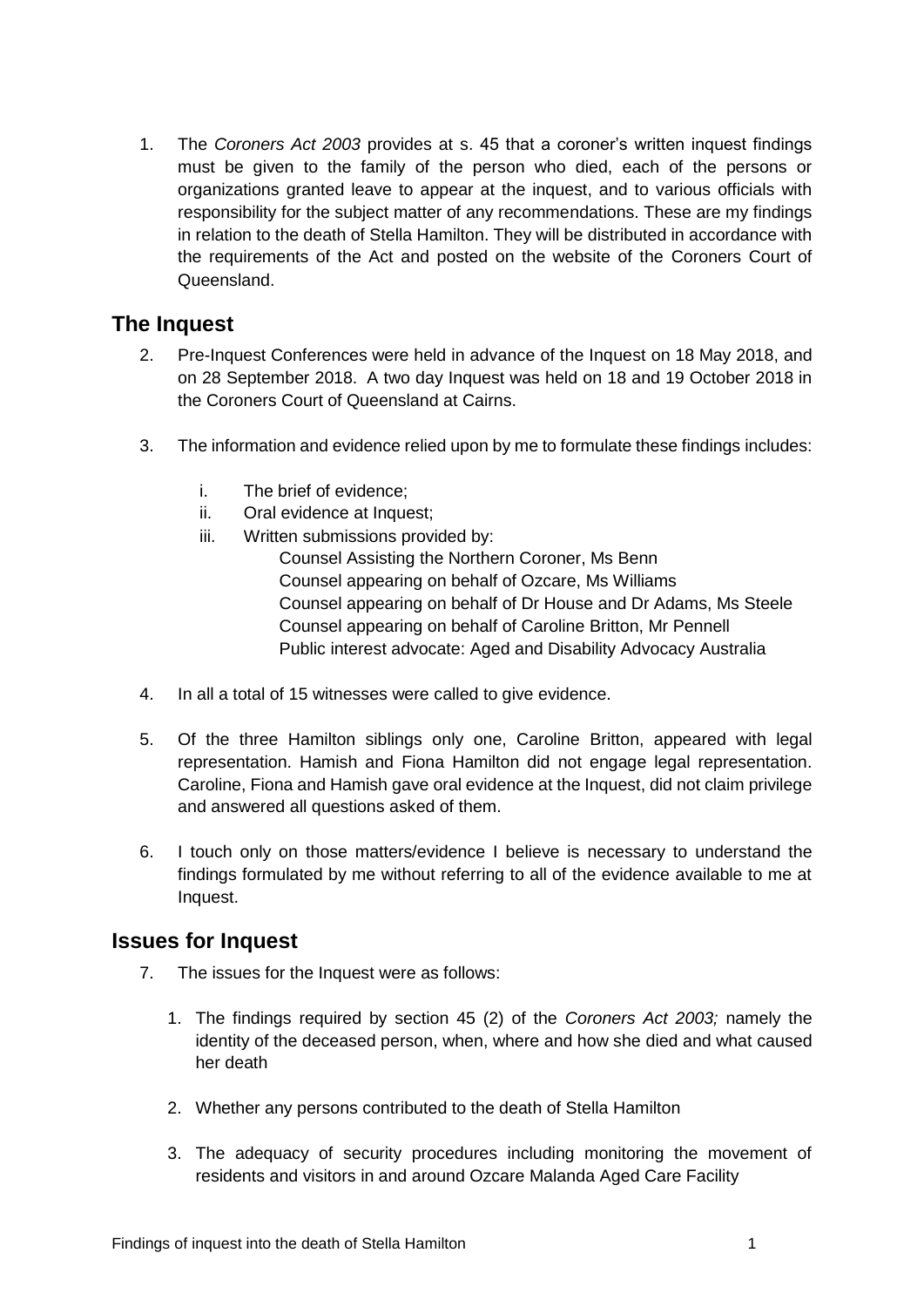1. The *Coroners Act 2003* provides at s. 45 that a coroner's written inquest findings must be given to the family of the person who died, each of the persons or organizations granted leave to appear at the inquest, and to various officials with responsibility for the subject matter of any recommendations. These are my findings in relation to the death of Stella Hamilton. They will be distributed in accordance with the requirements of the Act and posted on the website of the Coroners Court of Queensland.

## The Inquest

2. Pre-Inquest Conferences were held in advance of the Inquest on 18 May 2018, and on 28 September 2018. A two day Inquest was held on 18 and 19 October 2018 in the Coroners Court of Queensland at Cairns.

3. The information and evidence relied upon by me to formulate these findings includes:

   i. The brief of evidence;
   ii. Oral evidence at Inquest;
   iii. Written submissions provided by:
      Counsel Assisting the Northern Coroner, Ms Benn
      Counsel appearing on behalf of Ozcare, Ms Williams
      Counsel appearing on behalf of Dr House and Dr Adams, Ms Steele
      Counsel appearing on behalf of Caroline Britton, Mr Pennell
      Public interest advocate: Aged and Disability Advocacy Australia

4. In all a total of 15 witnesses were called to give evidence.

5. Of the three Hamilton siblings only one, Caroline Britton, appeared with legal representation. Hamish and Fiona Hamilton did not engage legal representation. Caroline, Fiona and Hamish gave oral evidence at the Inquest, did not claim privilege and answered all questions asked of them.

6. I touch only on those matters/evidence I believe is necessary to understand the findings formulated by me without referring to all of the evidence available to me at Inquest.

## Issues for Inquest

7. The issues for the Inquest were as follows:

   1. The findings required by section 45 (2) of the *Coroners Act 2003;* namely the identity of the deceased person, when, where and how she died and what caused her death

   2. Whether any persons contributed to the death of Stella Hamilton

   3. The adequacy of security procedures including monitoring the movement of residents and visitors in and around Ozcare Malanda Aged Care Facility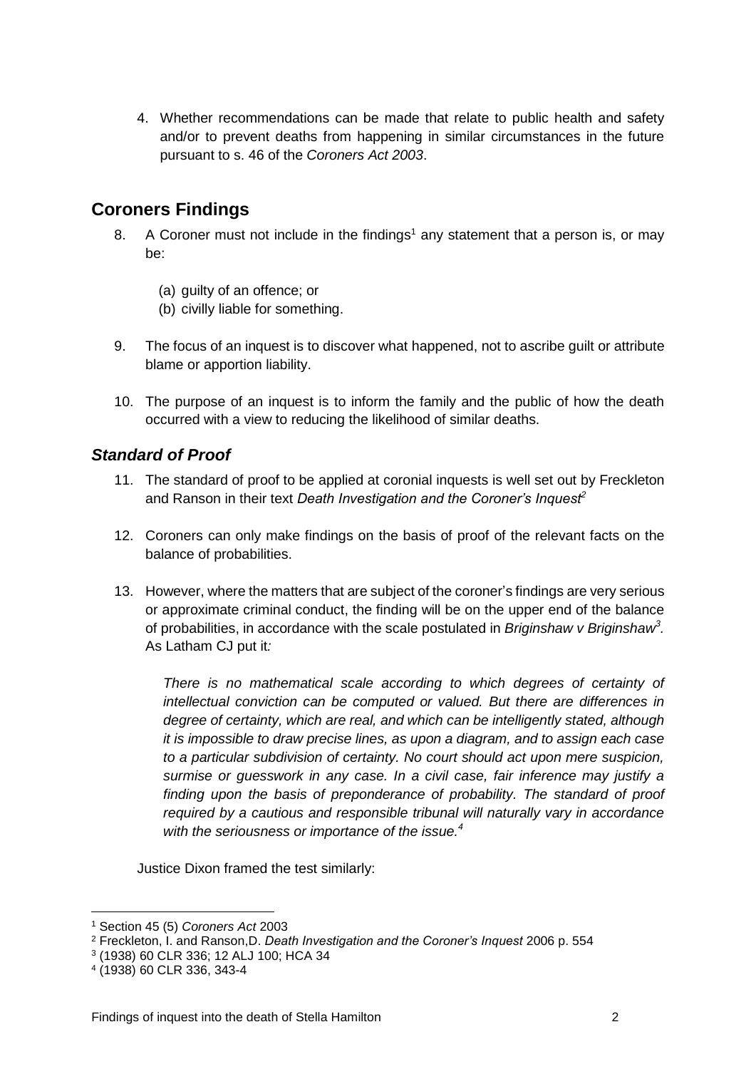4. Whether recommendations can be made that relate to public health and safety and/or to prevent deaths from happening in similar circumstances in the future pursuant to s. 46 of the *Coroners Act 2003*.

## Coroners Findings

8. A Coroner must not include in the findings[1] any statement that a person is, or may be:

   (a) guilty of an offence; or
   
   (b) civilly liable for something.

9. The focus of an inquest is to discover what happened, not to ascribe guilt or attribute blame or apportion liability.

10. The purpose of an inquest is to inform the family and the public of how the death occurred with a view to reducing the likelihood of similar deaths.

### *Standard of Proof*

11. The standard of proof to be applied at coronial inquests is well set out by Freckleton and Ranson in their text *Death Investigation and the Coroner's Inquest*[2]

12. Coroners can only make findings on the basis of proof of the relevant facts on the balance of probabilities.

13. However, where the matters that are subject of the coroner's findings are very serious or approximate criminal conduct, the finding will be on the upper end of the balance of probabilities, in accordance with the scale postulated in *Briginshaw v Briginshaw*[3]. As Latham CJ put it*:*

    *There is no mathematical scale according to which degrees of certainty of intellectual conviction can be computed or valued. But there are differences in degree of certainty, which are real, and which can be intelligently stated, although it is impossible to draw precise lines, as upon a diagram, and to assign each case to a particular subdivision of certainty. No court should act upon mere suspicion, surmise or guesswork in any case. In a civil case, fair inference may justify a finding upon the basis of preponderance of probability. The standard of proof required by a cautious and responsible tribunal will naturally vary in accordance with the seriousness or importance of the issue.*[4]

    Justice Dixon framed the test similarly:

---

[1] Section 45 (5) *Coroners Act* 2003

[2] Freckleton, I. and Ranson,D. *Death Investigation and the Coroner's Inquest* 2006 p. 554

[3] (1938) 60 CLR 336; 12 ALJ 100; HCA 34

[4] (1938) 60 CLR 336, 343-4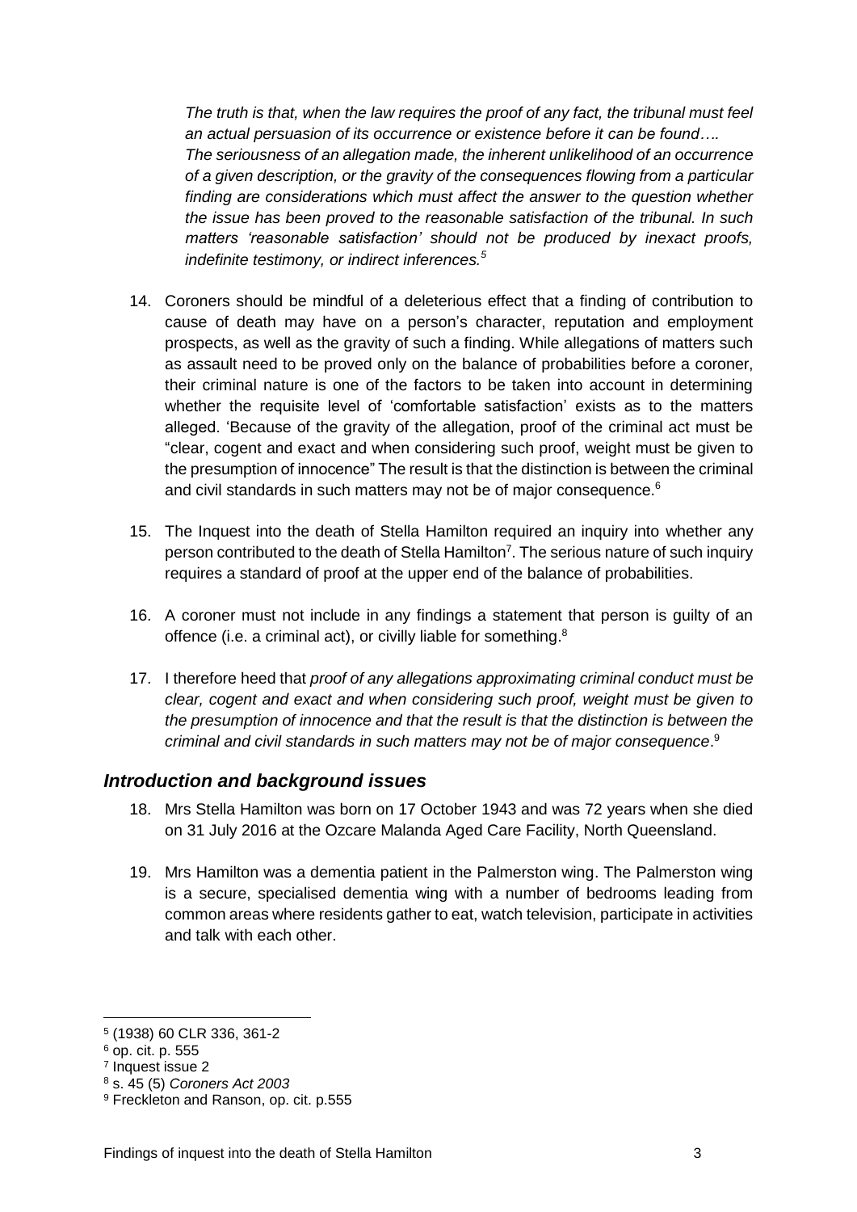*The truth is that, when the law requires the proof of any fact, the tribunal must feel an actual persuasion of its occurrence or existence before it can be found…. The seriousness of an allegation made, the inherent unlikelihood of an occurrence of a given description, or the gravity of the consequences flowing from a particular finding are considerations which must affect the answer to the question whether the issue has been proved to the reasonable satisfaction of the tribunal. In such matters 'reasonable satisfaction' should not be produced by inexact proofs, indefinite testimony, or indirect inferences.*[5]

14. Coroners should be mindful of a deleterious effect that a finding of contribution to cause of death may have on a person's character, reputation and employment prospects, as well as the gravity of such a finding. While allegations of matters such as assault need to be proved only on the balance of probabilities before a coroner, their criminal nature is one of the factors to be taken into account in determining whether the requisite level of 'comfortable satisfaction' exists as to the matters alleged. 'Because of the gravity of the allegation, proof of the criminal act must be "clear, cogent and exact and when considering such proof, weight must be given to the presumption of innocence" The result is that the distinction is between the criminal and civil standards in such matters may not be of major consequence.[6]

15. The Inquest into the death of Stella Hamilton required an inquiry into whether any person contributed to the death of Stella Hamilton[7]. The serious nature of such inquiry requires a standard of proof at the upper end of the balance of probabilities.

16. A coroner must not include in any findings a statement that person is guilty of an offence (i.e. a criminal act), or civilly liable for something.[8]

17. I therefore heed that *proof of any allegations approximating criminal conduct must be clear, cogent and exact and when considering such proof, weight must be given to the presumption of innocence and that the result is that the distinction is between the criminal and civil standards in such matters may not be of major consequence*.[9]

## *Introduction and background issues*

18. Mrs Stella Hamilton was born on 17 October 1943 and was 72 years when she died on 31 July 2016 at the Ozcare Malanda Aged Care Facility, North Queensland.

19. Mrs Hamilton was a dementia patient in the Palmerston wing. The Palmerston wing is a secure, specialised dementia wing with a number of bedrooms leading from common areas where residents gather to eat, watch television, participate in activities and talk with each other.

---

[5] (1938) 60 CLR 336, 361-2

[6] op. cit. p. 555

[7] Inquest issue 2

[8] s. 45 (5) *Coroners Act 2003*

[9] Freckleton and Ranson, op. cit. p.555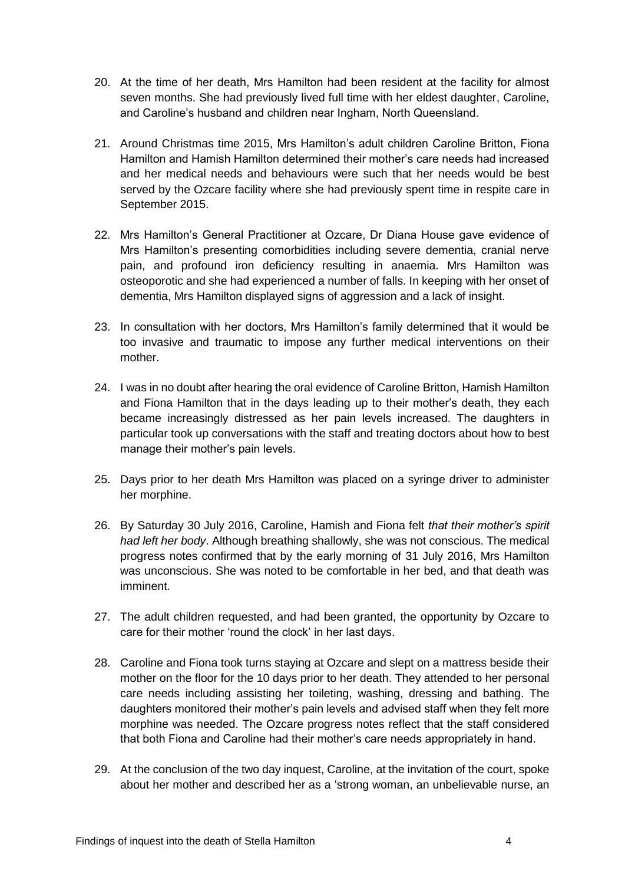20. At the time of her death, Mrs Hamilton had been resident at the facility for almost seven months. She had previously lived full time with her eldest daughter, Caroline, and Caroline's husband and children near Ingham, North Queensland.

21. Around Christmas time 2015, Mrs Hamilton's adult children Caroline Britton, Fiona Hamilton and Hamish Hamilton determined their mother's care needs had increased and her medical needs and behaviours were such that her needs would be best served by the Ozcare facility where she had previously spent time in respite care in September 2015.

22. Mrs Hamilton's General Practitioner at Ozcare, Dr Diana House gave evidence of Mrs Hamilton's presenting comorbidities including severe dementia, cranial nerve pain, and profound iron deficiency resulting in anaemia. Mrs Hamilton was osteoporotic and she had experienced a number of falls. In keeping with her onset of dementia, Mrs Hamilton displayed signs of aggression and a lack of insight.

23. In consultation with her doctors, Mrs Hamilton's family determined that it would be too invasive and traumatic to impose any further medical interventions on their mother.

24. I was in no doubt after hearing the oral evidence of Caroline Britton, Hamish Hamilton and Fiona Hamilton that in the days leading up to their mother's death, they each became increasingly distressed as her pain levels increased. The daughters in particular took up conversations with the staff and treating doctors about how to best manage their mother's pain levels.

25. Days prior to her death Mrs Hamilton was placed on a syringe driver to administer her morphine.

26. By Saturday 30 July 2016, Caroline, Hamish and Fiona felt *that their mother's spirit had left her body*. Although breathing shallowly, she was not conscious. The medical progress notes confirmed that by the early morning of 31 July 2016, Mrs Hamilton was unconscious. She was noted to be comfortable in her bed, and that death was imminent.

27. The adult children requested, and had been granted, the opportunity by Ozcare to care for their mother 'round the clock' in her last days.

28. Caroline and Fiona took turns staying at Ozcare and slept on a mattress beside their mother on the floor for the 10 days prior to her death. They attended to her personal care needs including assisting her toileting, washing, dressing and bathing. The daughters monitored their mother's pain levels and advised staff when they felt more morphine was needed. The Ozcare progress notes reflect that the staff considered that both Fiona and Caroline had their mother's care needs appropriately in hand.

29. At the conclusion of the two day inquest, Caroline, at the invitation of the court, spoke about her mother and described her as a 'strong woman, an unbelievable nurse, an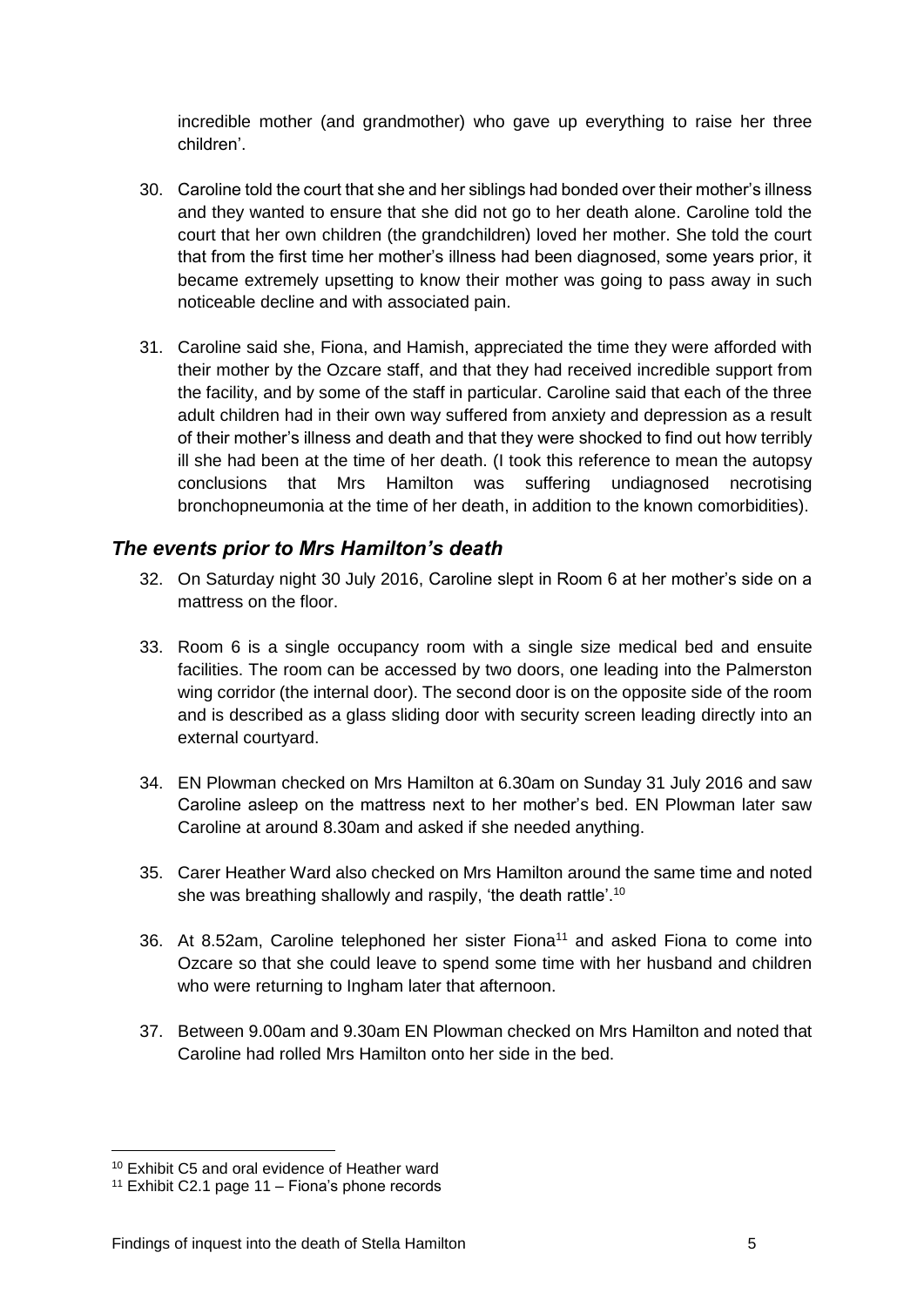incredible mother (and grandmother) who gave up everything to raise her three children'.

30. Caroline told the court that she and her siblings had bonded over their mother's illness and they wanted to ensure that she did not go to her death alone. Caroline told the court that her own children (the grandchildren) loved her mother. She told the court that from the first time her mother's illness had been diagnosed, some years prior, it became extremely upsetting to know their mother was going to pass away in such noticeable decline and with associated pain.

31. Caroline said she, Fiona, and Hamish, appreciated the time they were afforded with their mother by the Ozcare staff, and that they had received incredible support from the facility, and by some of the staff in particular. Caroline said that each of the three adult children had in their own way suffered from anxiety and depression as a result of their mother's illness and death and that they were shocked to find out how terribly ill she had been at the time of her death. (I took this reference to mean the autopsy conclusions that Mrs Hamilton was suffering undiagnosed necrotising bronchopneumonia at the time of her death, in addition to the known comorbidities).

## *The events prior to Mrs Hamilton's death*

32. On Saturday night 30 July 2016, Caroline slept in Room 6 at her mother's side on a mattress on the floor.

33. Room 6 is a single occupancy room with a single size medical bed and ensuite facilities. The room can be accessed by two doors, one leading into the Palmerston wing corridor (the internal door). The second door is on the opposite side of the room and is described as a glass sliding door with security screen leading directly into an external courtyard.

34. EN Plowman checked on Mrs Hamilton at 6.30am on Sunday 31 July 2016 and saw Caroline asleep on the mattress next to her mother's bed. EN Plowman later saw Caroline at around 8.30am and asked if she needed anything.

35. Carer Heather Ward also checked on Mrs Hamilton around the same time and noted she was breathing shallowly and raspily, 'the death rattle'.[10]

36. At 8.52am, Caroline telephoned her sister Fiona[11] and asked Fiona to come into Ozcare so that she could leave to spend some time with her husband and children who were returning to Ingham later that afternoon.

37. Between 9.00am and 9.30am EN Plowman checked on Mrs Hamilton and noted that Caroline had rolled Mrs Hamilton onto her side in the bed.

[10] Exhibit C5 and oral evidence of Heather ward

[11] Exhibit C2.1 page 11 – Fiona's phone records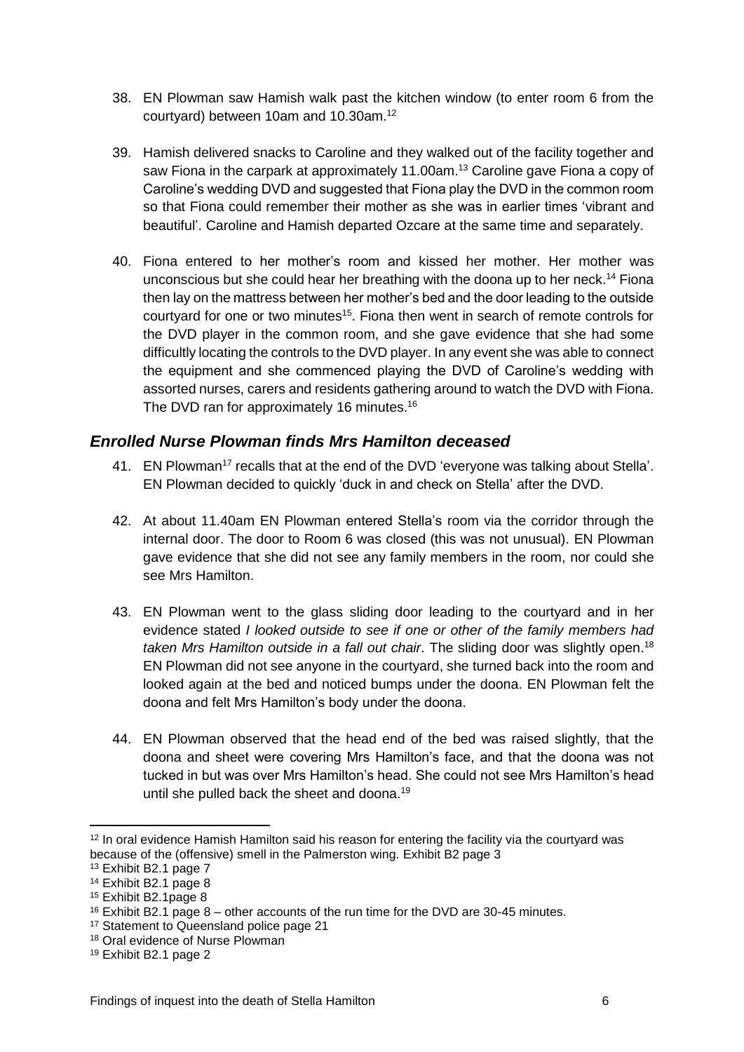38. EN Plowman saw Hamish walk past the kitchen window (to enter room 6 from the courtyard) between 10am and 10.30am.[12]

39. Hamish delivered snacks to Caroline and they walked out of the facility together and saw Fiona in the carpark at approximately 11.00am.[13] Caroline gave Fiona a copy of Caroline's wedding DVD and suggested that Fiona play the DVD in the common room so that Fiona could remember their mother as she was in earlier times 'vibrant and beautiful'. Caroline and Hamish departed Ozcare at the same time and separately.

40. Fiona entered to her mother's room and kissed her mother. Her mother was unconscious but she could hear her breathing with the doona up to her neck.[14] Fiona then lay on the mattress between her mother's bed and the door leading to the outside courtyard for one or two minutes[15]. Fiona then went in search of remote controls for the DVD player in the common room, and she gave evidence that she had some difficultly locating the controls to the DVD player. In any event she was able to connect the equipment and she commenced playing the DVD of Caroline's wedding with assorted nurses, carers and residents gathering around to watch the DVD with Fiona. The DVD ran for approximately 16 minutes.[16]

## *Enrolled Nurse Plowman finds Mrs Hamilton deceased*

41. EN Plowman[17] recalls that at the end of the DVD 'everyone was talking about Stella'. EN Plowman decided to quickly 'duck in and check on Stella' after the DVD.

42. At about 11.40am EN Plowman entered Stella's room via the corridor through the internal door. The door to Room 6 was closed (this was not unusual). EN Plowman gave evidence that she did not see any family members in the room, nor could she see Mrs Hamilton.

43. EN Plowman went to the glass sliding door leading to the courtyard and in her evidence stated *I looked outside to see if one or other of the family members had taken Mrs Hamilton outside in a fall out chair*. The sliding door was slightly open.[18] EN Plowman did not see anyone in the courtyard, she turned back into the room and looked again at the bed and noticed bumps under the doona. EN Plowman felt the doona and felt Mrs Hamilton's body under the doona.

44. EN Plowman observed that the head end of the bed was raised slightly, that the doona and sheet were covering Mrs Hamilton's face, and that the doona was not tucked in but was over Mrs Hamilton's head. She could not see Mrs Hamilton's head until she pulled back the sheet and doona.[19]

---

[12] In oral evidence Hamish Hamilton said his reason for entering the facility via the courtyard was because of the (offensive) smell in the Palmerston wing. Exhibit B2 page 3

[13] Exhibit B2.1 page 7

[14] Exhibit B2.1 page 8

[15] Exhibit B2.1page 8

[16] Exhibit B2.1 page 8 – other accounts of the run time for the DVD are 30-45 minutes.

[17] Statement to Queensland police page 21

[18] Oral evidence of Nurse Plowman

[19] Exhibit B2.1 page 2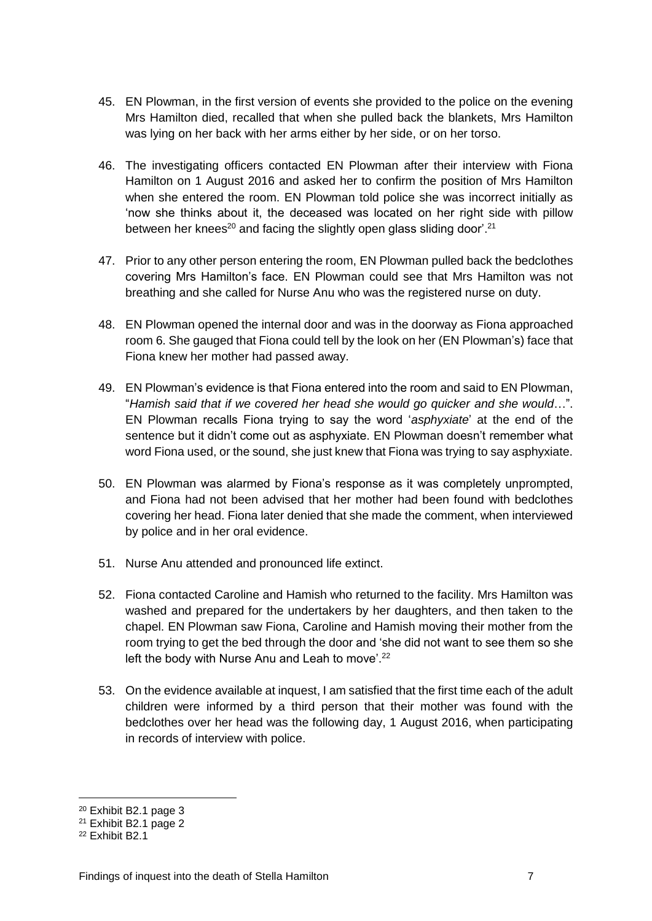45. EN Plowman, in the first version of events she provided to the police on the evening Mrs Hamilton died, recalled that when she pulled back the blankets, Mrs Hamilton was lying on her back with her arms either by her side, or on her torso.

46. The investigating officers contacted EN Plowman after their interview with Fiona Hamilton on 1 August 2016 and asked her to confirm the position of Mrs Hamilton when she entered the room. EN Plowman told police she was incorrect initially as 'now she thinks about it, the deceased was located on her right side with pillow between her knees[20] and facing the slightly open glass sliding door'.[21]

47. Prior to any other person entering the room, EN Plowman pulled back the bedclothes covering Mrs Hamilton's face. EN Plowman could see that Mrs Hamilton was not breathing and she called for Nurse Anu who was the registered nurse on duty.

48. EN Plowman opened the internal door and was in the doorway as Fiona approached room 6. She gauged that Fiona could tell by the look on her (EN Plowman's) face that Fiona knew her mother had passed away.

49. EN Plowman's evidence is that Fiona entered into the room and said to EN Plowman, "*Hamish said that if we covered her head she would go quicker and she would*…". EN Plowman recalls Fiona trying to say the word '*asphyxiate*' at the end of the sentence but it didn't come out as asphyxiate. EN Plowman doesn't remember what word Fiona used, or the sound, she just knew that Fiona was trying to say asphyxiate.

50. EN Plowman was alarmed by Fiona's response as it was completely unprompted, and Fiona had not been advised that her mother had been found with bedclothes covering her head. Fiona later denied that she made the comment, when interviewed by police and in her oral evidence.

51. Nurse Anu attended and pronounced life extinct.

52. Fiona contacted Caroline and Hamish who returned to the facility. Mrs Hamilton was washed and prepared for the undertakers by her daughters, and then taken to the chapel. EN Plowman saw Fiona, Caroline and Hamish moving their mother from the room trying to get the bed through the door and 'she did not want to see them so she left the body with Nurse Anu and Leah to move'.[22]

53. On the evidence available at inquest, I am satisfied that the first time each of the adult children were informed by a third person that their mother was found with the bedclothes over her head was the following day, 1 August 2016, when participating in records of interview with police.

---

[20] Exhibit B2.1 page 3

[21] Exhibit B2.1 page 2

[22] Exhibit B2.1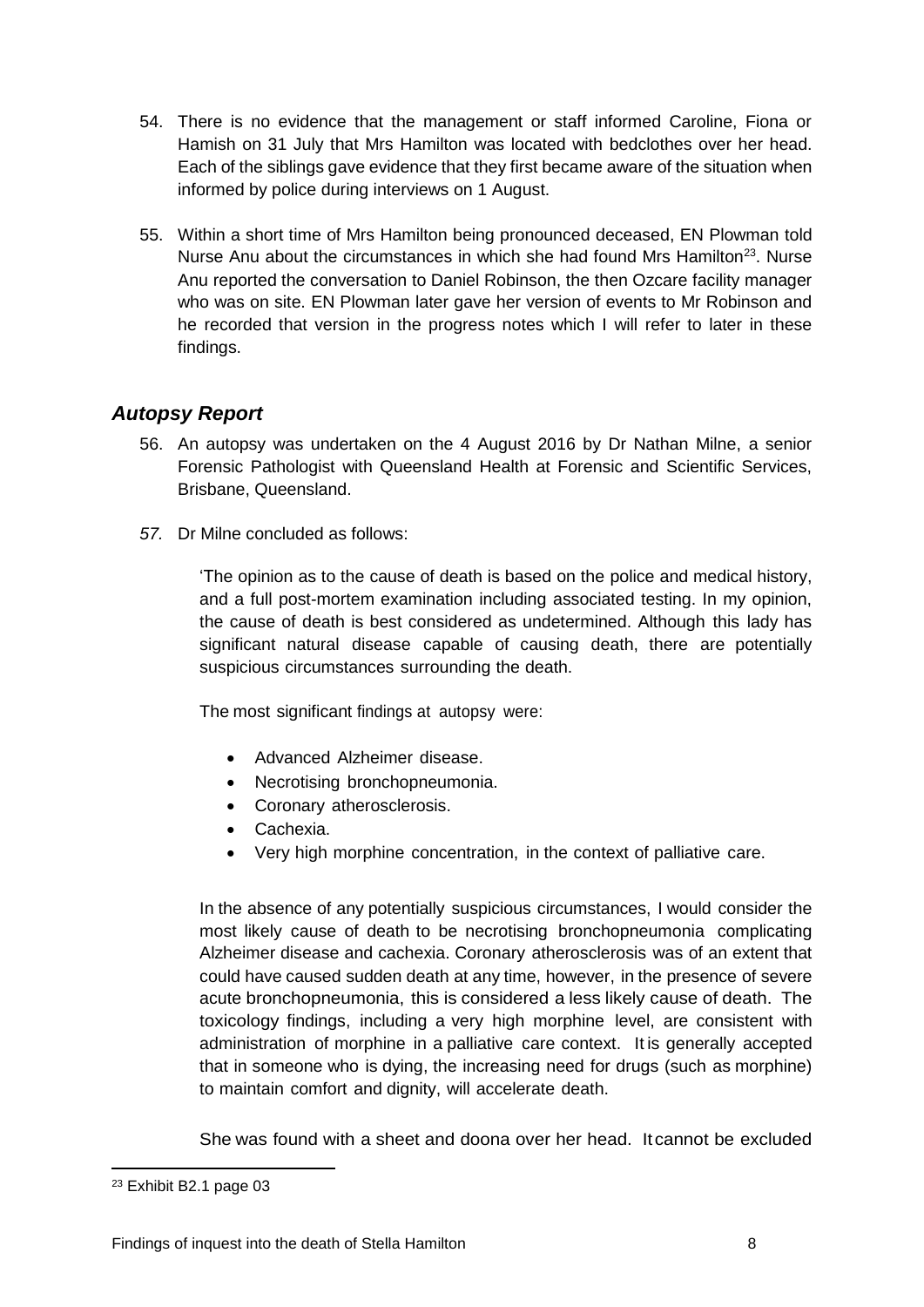54. There is no evidence that the management or staff informed Caroline, Fiona or Hamish on 31 July that Mrs Hamilton was located with bedclothes over her head. Each of the siblings gave evidence that they first became aware of the situation when informed by police during interviews on 1 August.

55. Within a short time of Mrs Hamilton being pronounced deceased, EN Plowman told Nurse Anu about the circumstances in which she had found Mrs Hamilton[23]. Nurse Anu reported the conversation to Daniel Robinson, the then Ozcare facility manager who was on site. EN Plowman later gave her version of events to Mr Robinson and he recorded that version in the progress notes which I will refer to later in these findings.

## *Autopsy Report*

56. An autopsy was undertaken on the 4 August 2016 by Dr Nathan Milne, a senior Forensic Pathologist with Queensland Health at Forensic and Scientific Services, Brisbane, Queensland.

*57.* Dr Milne concluded as follows:

> 'The opinion as to the cause of death is based on the police and medical history, and a full post-mortem examination including associated testing. In my opinion, the cause of death is best considered as undetermined. Although this lady has significant natural disease capable of causing death, there are potentially suspicious circumstances surrounding the death.
>
> The most significant findings at autopsy were:
>
> - Advanced Alzheimer disease.
> - Necrotising bronchopneumonia.
> - Coronary atherosclerosis.
> - Cachexia.
> - Very high morphine concentration, in the context of palliative care.
>
> In the absence of any potentially suspicious circumstances, I would consider the most likely cause of death to be necrotising bronchopneumonia complicating Alzheimer disease and cachexia. Coronary atherosclerosis was of an extent that could have caused sudden death at any time, however, in the presence of severe acute bronchopneumonia, this is considered a less likely cause of death. The toxicology findings, including a very high morphine level, are consistent with administration of morphine in a palliative care context. It is generally accepted that in someone who is dying, the increasing need for drugs (such as morphine) to maintain comfort and dignity, will accelerate death.
>
> She was found with a sheet and doona over her head. It cannot be excluded

[23] Exhibit B2.1 page 03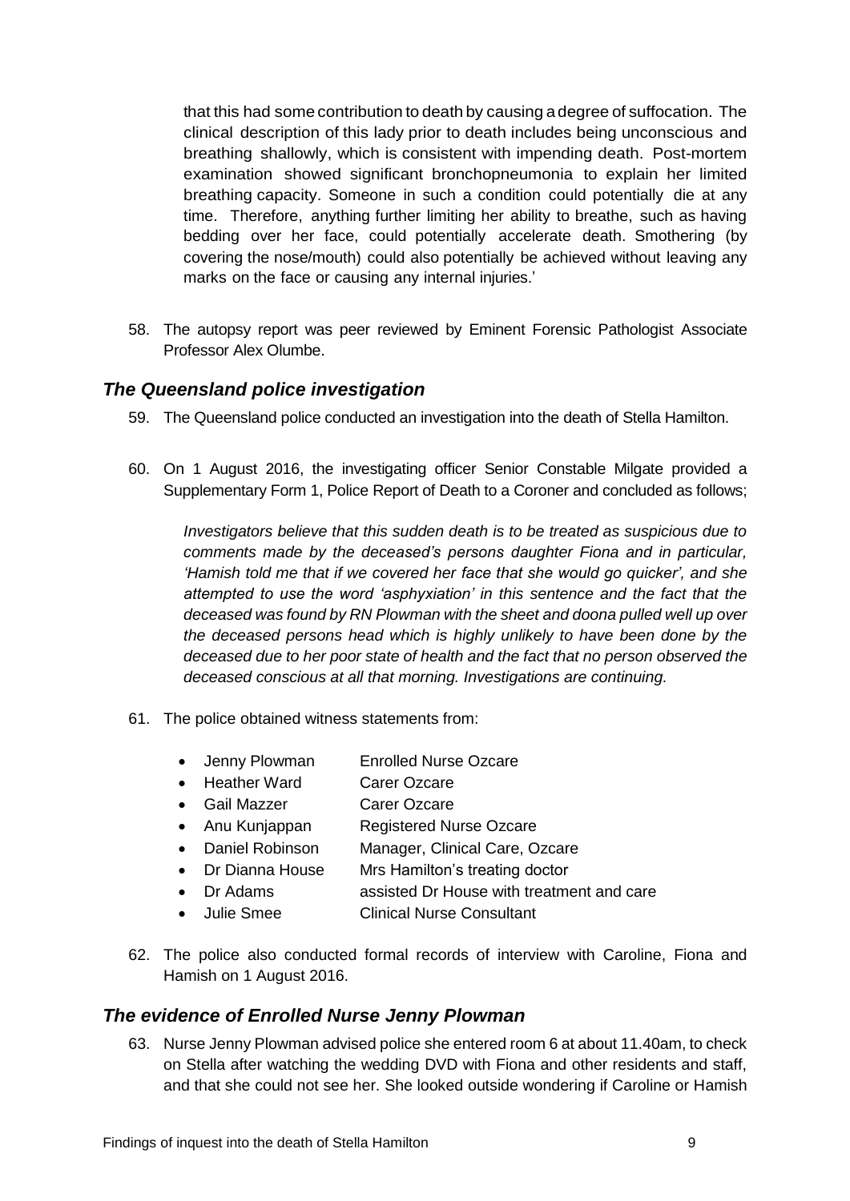that this had some contribution to death by causing a degree of suffocation. The clinical description of this lady prior to death includes being unconscious and breathing shallowly, which is consistent with impending death. Post-mortem examination showed significant bronchopneumonia to explain her limited breathing capacity. Someone in such a condition could potentially die at any time. Therefore, anything further limiting her ability to breathe, such as having bedding over her face, could potentially accelerate death. Smothering (by covering the nose/mouth) could also potentially be achieved without leaving any marks on the face or causing any internal injuries.'

58. The autopsy report was peer reviewed by Eminent Forensic Pathologist Associate Professor Alex Olumbe.

## *The Queensland police investigation*

59. The Queensland police conducted an investigation into the death of Stella Hamilton.

60. On 1 August 2016, the investigating officer Senior Constable Milgate provided a Supplementary Form 1, Police Report of Death to a Coroner and concluded as follows;

    *Investigators believe that this sudden death is to be treated as suspicious due to comments made by the deceased's persons daughter Fiona and in particular, 'Hamish told me that if we covered her face that she would go quicker', and she attempted to use the word 'asphyxiation' in this sentence and the fact that the deceased was found by RN Plowman with the sheet and doona pulled well up over the deceased persons head which is highly unlikely to have been done by the deceased due to her poor state of health and the fact that no person observed the deceased conscious at all that morning. Investigations are continuing.*

61. The police obtained witness statements from:

    - Jenny Plowman — Enrolled Nurse Ozcare
    - Heather Ward — Carer Ozcare
    - Gail Mazzer — Carer Ozcare
    - Anu Kunjappan — Registered Nurse Ozcare
    - Daniel Robinson — Manager, Clinical Care, Ozcare
    - Dr Dianna House — Mrs Hamilton's treating doctor
    - Dr Adams — assisted Dr House with treatment and care
    - Julie Smee — Clinical Nurse Consultant

62. The police also conducted formal records of interview with Caroline, Fiona and Hamish on 1 August 2016.

## *The evidence of Enrolled Nurse Jenny Plowman*

63. Nurse Jenny Plowman advised police she entered room 6 at about 11.40am, to check on Stella after watching the wedding DVD with Fiona and other residents and staff, and that she could not see her. She looked outside wondering if Caroline or Hamish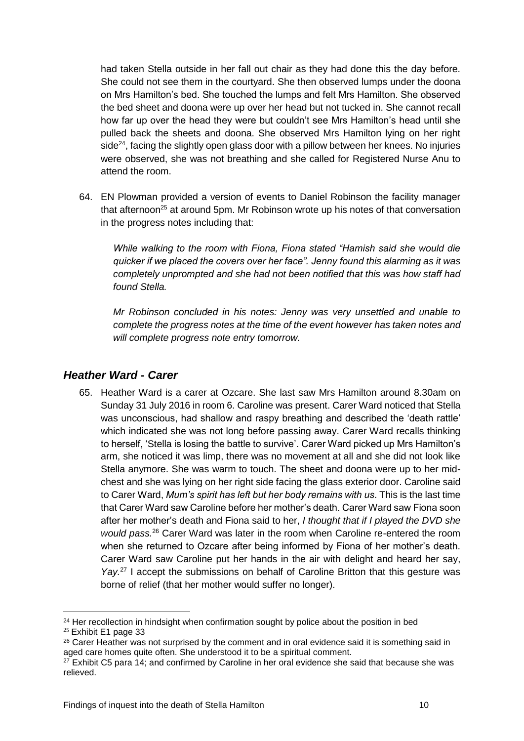had taken Stella outside in her fall out chair as they had done this the day before. She could not see them in the courtyard. She then observed lumps under the doona on Mrs Hamilton's bed. She touched the lumps and felt Mrs Hamilton. She observed the bed sheet and doona were up over her head but not tucked in. She cannot recall how far up over the head they were but couldn't see Mrs Hamilton's head until she pulled back the sheets and doona. She observed Mrs Hamilton lying on her right side[24], facing the slightly open glass door with a pillow between her knees. No injuries were observed, she was not breathing and she called for Registered Nurse Anu to attend the room.

64. EN Plowman provided a version of events to Daniel Robinson the facility manager that afternoon[25] at around 5pm. Mr Robinson wrote up his notes of that conversation in the progress notes including that:

    *While walking to the room with Fiona, Fiona stated "Hamish said she would die quicker if we placed the covers over her face". Jenny found this alarming as it was completely unprompted and she had not been notified that this was how staff had found Stella.*

    *Mr Robinson concluded in his notes: Jenny was very unsettled and unable to complete the progress notes at the time of the event however has taken notes and will complete progress note entry tomorrow.*

### *Heather Ward - Carer*

65. Heather Ward is a carer at Ozcare. She last saw Mrs Hamilton around 8.30am on Sunday 31 July 2016 in room 6. Caroline was present. Carer Ward noticed that Stella was unconscious, had shallow and raspy breathing and described the 'death rattle' which indicated she was not long before passing away. Carer Ward recalls thinking to herself, 'Stella is losing the battle to survive'. Carer Ward picked up Mrs Hamilton's arm, she noticed it was limp, there was no movement at all and she did not look like Stella anymore. She was warm to touch. The sheet and doona were up to her mid-chest and she was lying on her right side facing the glass exterior door. Caroline said to Carer Ward, *Mum's spirit has left but her body remains with us*. This is the last time that Carer Ward saw Caroline before her mother's death. Carer Ward saw Fiona soon after her mother's death and Fiona said to her, *I thought that if I played the DVD she would pass.*[26] Carer Ward was later in the room when Caroline re-entered the room when she returned to Ozcare after being informed by Fiona of her mother's death. Carer Ward saw Caroline put her hands in the air with delight and heard her say, *Yay.*[27] I accept the submissions on behalf of Caroline Britton that this gesture was borne of relief (that her mother would suffer no longer).

---

[24] Her recollection in hindsight when confirmation sought by police about the position in bed

[25] Exhibit E1 page 33

[26] Carer Heather was not surprised by the comment and in oral evidence said it is something said in aged care homes quite often. She understood it to be a spiritual comment.

[27] Exhibit C5 para 14; and confirmed by Caroline in her oral evidence she said that because she was relieved.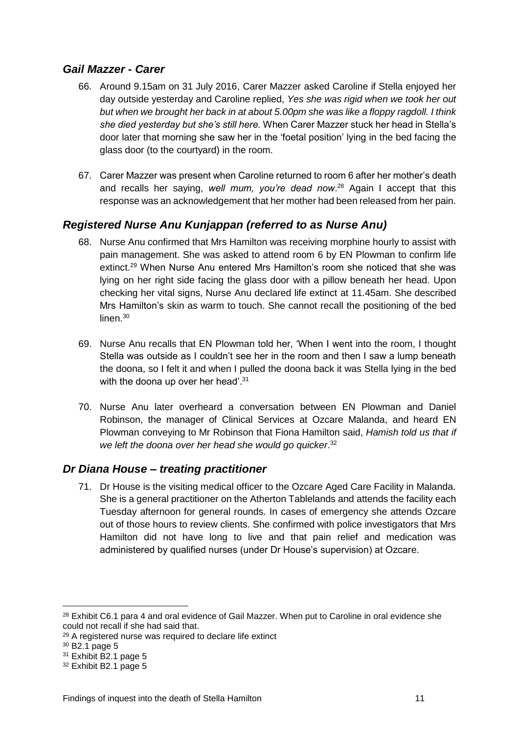### *Gail Mazzer - Carer*

66. Around 9.15am on 31 July 2016, Carer Mazzer asked Caroline if Stella enjoyed her day outside yesterday and Caroline replied, *Yes she was rigid when we took her out but when we brought her back in at about 5.00pm she was like a floppy ragdoll. I think she died yesterday but she's still here.* When Carer Mazzer stuck her head in Stella's door later that morning she saw her in the 'foetal position' lying in the bed facing the glass door (to the courtyard) in the room.

67. Carer Mazzer was present when Caroline returned to room 6 after her mother's death and recalls her saying, *well mum, you're dead now*.[28] Again I accept that this response was an acknowledgement that her mother had been released from her pain.

### *Registered Nurse Anu Kunjappan (referred to as Nurse Anu)*

68. Nurse Anu confirmed that Mrs Hamilton was receiving morphine hourly to assist with pain management. She was asked to attend room 6 by EN Plowman to confirm life extinct.[29] When Nurse Anu entered Mrs Hamilton's room she noticed that she was lying on her right side facing the glass door with a pillow beneath her head. Upon checking her vital signs, Nurse Anu declared life extinct at 11.45am. She described Mrs Hamilton's skin as warm to touch. She cannot recall the positioning of the bed linen.[30]

69. Nurse Anu recalls that EN Plowman told her, 'When I went into the room, I thought Stella was outside as I couldn't see her in the room and then I saw a lump beneath the doona, so I felt it and when I pulled the doona back it was Stella lying in the bed with the doona up over her head'.[31]

70. Nurse Anu later overheard a conversation between EN Plowman and Daniel Robinson, the manager of Clinical Services at Ozcare Malanda, and heard EN Plowman conveying to Mr Robinson that Fiona Hamilton said, *Hamish told us that if we left the doona over her head she would go quicker*.[32]

### *Dr Diana House – treating practitioner*

71. Dr House is the visiting medical officer to the Ozcare Aged Care Facility in Malanda. She is a general practitioner on the Atherton Tablelands and attends the facility each Tuesday afternoon for general rounds. In cases of emergency she attends Ozcare out of those hours to review clients. She confirmed with police investigators that Mrs Hamilton did not have long to live and that pain relief and medication was administered by qualified nurses (under Dr House's supervision) at Ozcare.

---

[28] Exhibit C6.1 para 4 and oral evidence of Gail Mazzer. When put to Caroline in oral evidence she could not recall if she had said that.

[29] A registered nurse was required to declare life extinct

[30] B2.1 page 5

[31] Exhibit B2.1 page 5

[32] Exhibit B2.1 page 5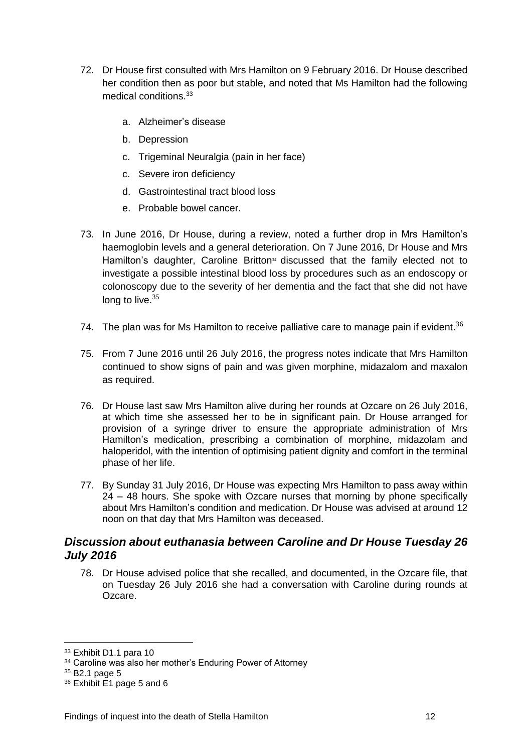72. Dr House first consulted with Mrs Hamilton on 9 February 2016. Dr House described her condition then as poor but stable, and noted that Ms Hamilton had the following medical conditions.[33]

    a. Alzheimer's disease

    b. Depression

    c. Trigeminal Neuralgia (pain in her face)

    c. Severe iron deficiency

    d. Gastrointestinal tract blood loss

    e. Probable bowel cancer.

73. In June 2016, Dr House, during a review, noted a further drop in Mrs Hamilton's haemoglobin levels and a general deterioration. On 7 June 2016, Dr House and Mrs Hamilton's daughter, Caroline Britton[34] discussed that the family elected not to investigate a possible intestinal blood loss by procedures such as an endoscopy or colonoscopy due to the severity of her dementia and the fact that she did not have long to live.[35]

74. The plan was for Ms Hamilton to receive palliative care to manage pain if evident.[36]

75. From 7 June 2016 until 26 July 2016, the progress notes indicate that Mrs Hamilton continued to show signs of pain and was given morphine, midazalom and maxalon as required.

76. Dr House last saw Mrs Hamilton alive during her rounds at Ozcare on 26 July 2016, at which time she assessed her to be in significant pain. Dr House arranged for provision of a syringe driver to ensure the appropriate administration of Mrs Hamilton's medication, prescribing a combination of morphine, midazolam and haloperidol, with the intention of optimising patient dignity and comfort in the terminal phase of her life.

77. By Sunday 31 July 2016, Dr House was expecting Mrs Hamilton to pass away within 24 – 48 hours. She spoke with Ozcare nurses that morning by phone specifically about Mrs Hamilton's condition and medication. Dr House was advised at around 12 noon on that day that Mrs Hamilton was deceased.

## *Discussion about euthanasia between Caroline and Dr House Tuesday 26 July 2016*

78. Dr House advised police that she recalled, and documented, in the Ozcare file, that on Tuesday 26 July 2016 she had a conversation with Caroline during rounds at Ozcare.

---

[33] Exhibit D1.1 para 10

[34] Caroline was also her mother's Enduring Power of Attorney

[35] B2.1 page 5

[36] Exhibit E1 page 5 and 6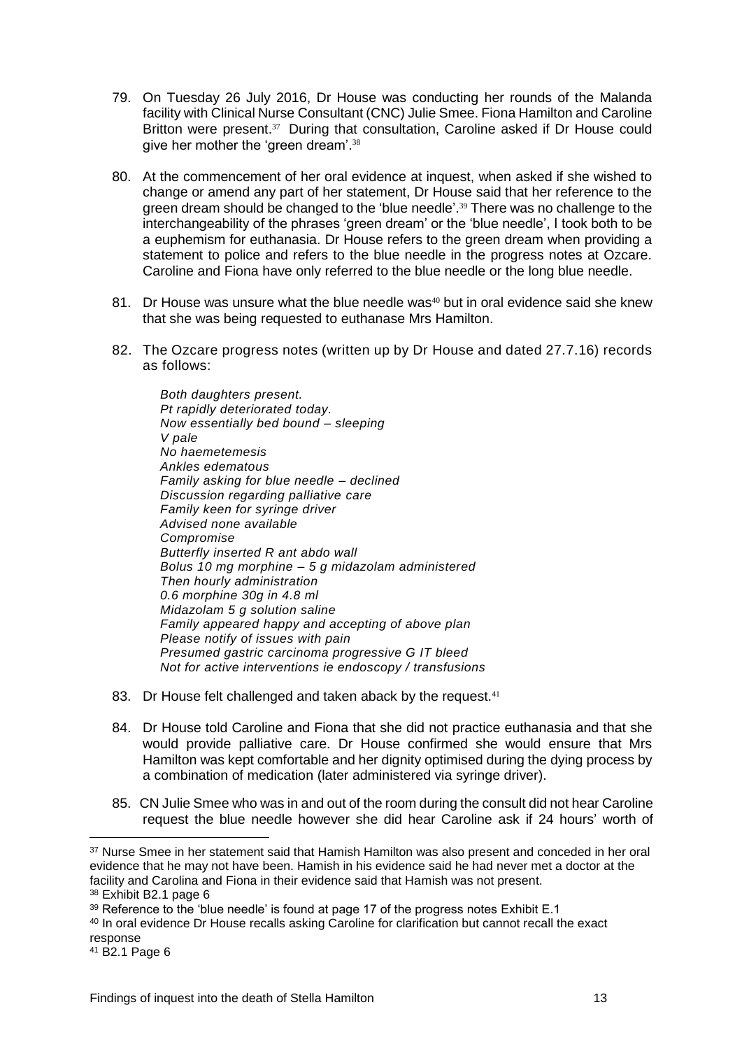79. On Tuesday 26 July 2016, Dr House was conducting her rounds of the Malanda facility with Clinical Nurse Consultant (CNC) Julie Smee. Fiona Hamilton and Caroline Britton were present.[37] During that consultation, Caroline asked if Dr House could give her mother the 'green dream'.[38]

80. At the commencement of her oral evidence at inquest, when asked if she wished to change or amend any part of her statement, Dr House said that her reference to the green dream should be changed to the 'blue needle'.[39] There was no challenge to the interchangeability of the phrases 'green dream' or the 'blue needle', I took both to be a euphemism for euthanasia. Dr House refers to the green dream when providing a statement to police and refers to the blue needle in the progress notes at Ozcare. Caroline and Fiona have only referred to the blue needle or the long blue needle.

81. Dr House was unsure what the blue needle was[40] but in oral evidence said she knew that she was being requested to euthanase Mrs Hamilton.

82. The Ozcare progress notes (written up by Dr House and dated 27.7.16) records as follows:

    *Both daughters present.*
    *Pt rapidly deteriorated today.*
    *Now essentially bed bound – sleeping*
    *V pale*
    *No haemetemesis*
    *Ankles edematous*
    *Family asking for blue needle – declined*
    *Discussion regarding palliative care*
    *Family keen for syringe driver*
    *Advised none available*
    *Compromise*
    *Butterfly inserted R ant abdo wall*
    *Bolus 10 mg morphine – 5 g midazolam administered*
    *Then hourly administration*
    *0.6 morphine 30g in 4.8 ml*
    *Midazolam 5 g solution saline*
    *Family appeared happy and accepting of above plan*
    *Please notify of issues with pain*
    *Presumed gastric carcinoma progressive G IT bleed*
    *Not for active interventions ie endoscopy / transfusions*

83. Dr House felt challenged and taken aback by the request.[41]

84. Dr House told Caroline and Fiona that she did not practice euthanasia and that she would provide palliative care. Dr House confirmed she would ensure that Mrs Hamilton was kept comfortable and her dignity optimised during the dying process by a combination of medication (later administered via syringe driver).

85. CN Julie Smee who was in and out of the room during the consult did not hear Caroline request the blue needle however she did hear Caroline ask if 24 hours' worth of

---

[37] Nurse Smee in her statement said that Hamish Hamilton was also present and conceded in her oral evidence that he may not have been. Hamish in his evidence said he had never met a doctor at the facility and Carolina and Fiona in their evidence said that Hamish was not present.

[38] Exhibit B2.1 page 6

[39] Reference to the 'blue needle' is found at page 17 of the progress notes Exhibit E.1

[40] In oral evidence Dr House recalls asking Caroline for clarification but cannot recall the exact response

[41] B2.1 Page 6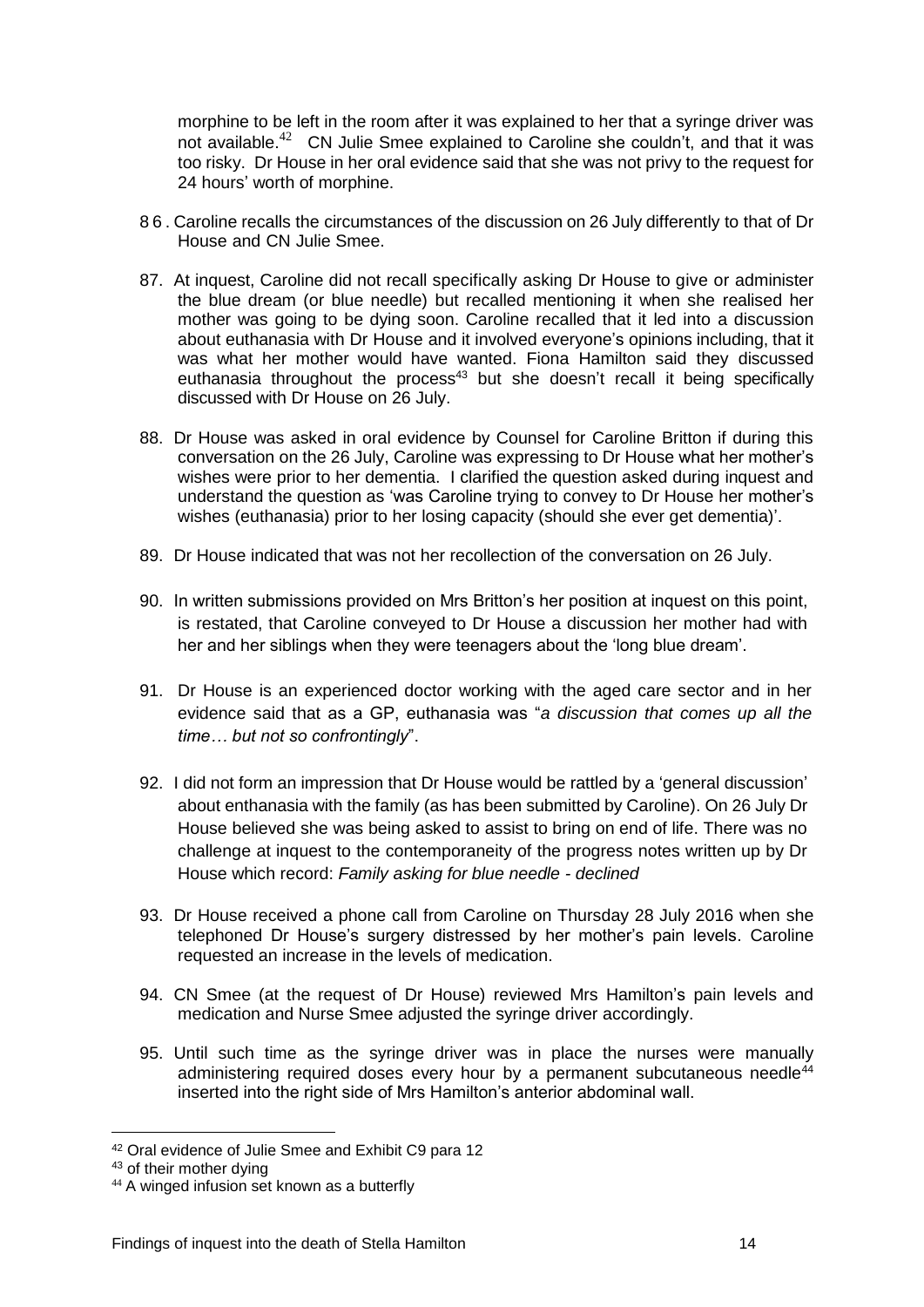morphine to be left in the room after it was explained to her that a syringe driver was not available.[42] CN Julie Smee explained to Caroline she couldn't, and that it was too risky. Dr House in her oral evidence said that she was not privy to the request for 24 hours' worth of morphine.

86. Caroline recalls the circumstances of the discussion on 26 July differently to that of Dr House and CN Julie Smee.

87. At inquest, Caroline did not recall specifically asking Dr House to give or administer the blue dream (or blue needle) but recalled mentioning it when she realised her mother was going to be dying soon. Caroline recalled that it led into a discussion about euthanasia with Dr House and it involved everyone's opinions including, that it was what her mother would have wanted. Fiona Hamilton said they discussed euthanasia throughout the process[43] but she doesn't recall it being specifically discussed with Dr House on 26 July.

88. Dr House was asked in oral evidence by Counsel for Caroline Britton if during this conversation on the 26 July, Caroline was expressing to Dr House what her mother's wishes were prior to her dementia. I clarified the question asked during inquest and understand the question as 'was Caroline trying to convey to Dr House her mother's wishes (euthanasia) prior to her losing capacity (should she ever get dementia)'.

89. Dr House indicated that was not her recollection of the conversation on 26 July.

90. In written submissions provided on Mrs Britton's her position at inquest on this point, is restated, that Caroline conveyed to Dr House a discussion her mother had with her and her siblings when they were teenagers about the 'long blue dream'.

91. Dr House is an experienced doctor working with the aged care sector and in her evidence said that as a GP, euthanasia was "*a discussion that comes up all the time… but not so confrontingly*".

92. I did not form an impression that Dr House would be rattled by a 'general discussion' about enthanasia with the family (as has been submitted by Caroline). On 26 July Dr House believed she was being asked to assist to bring on end of life. There was no challenge at inquest to the contemporaneity of the progress notes written up by Dr House which record: *Family asking for blue needle - declined*

93. Dr House received a phone call from Caroline on Thursday 28 July 2016 when she telephoned Dr House's surgery distressed by her mother's pain levels. Caroline requested an increase in the levels of medication.

94. CN Smee (at the request of Dr House) reviewed Mrs Hamilton's pain levels and medication and Nurse Smee adjusted the syringe driver accordingly.

95. Until such time as the syringe driver was in place the nurses were manually administering required doses every hour by a permanent subcutaneous needle[44] inserted into the right side of Mrs Hamilton's anterior abdominal wall.

---

[42] Oral evidence of Julie Smee and Exhibit C9 para 12

[43] of their mother dying

[44] A winged infusion set known as a butterfly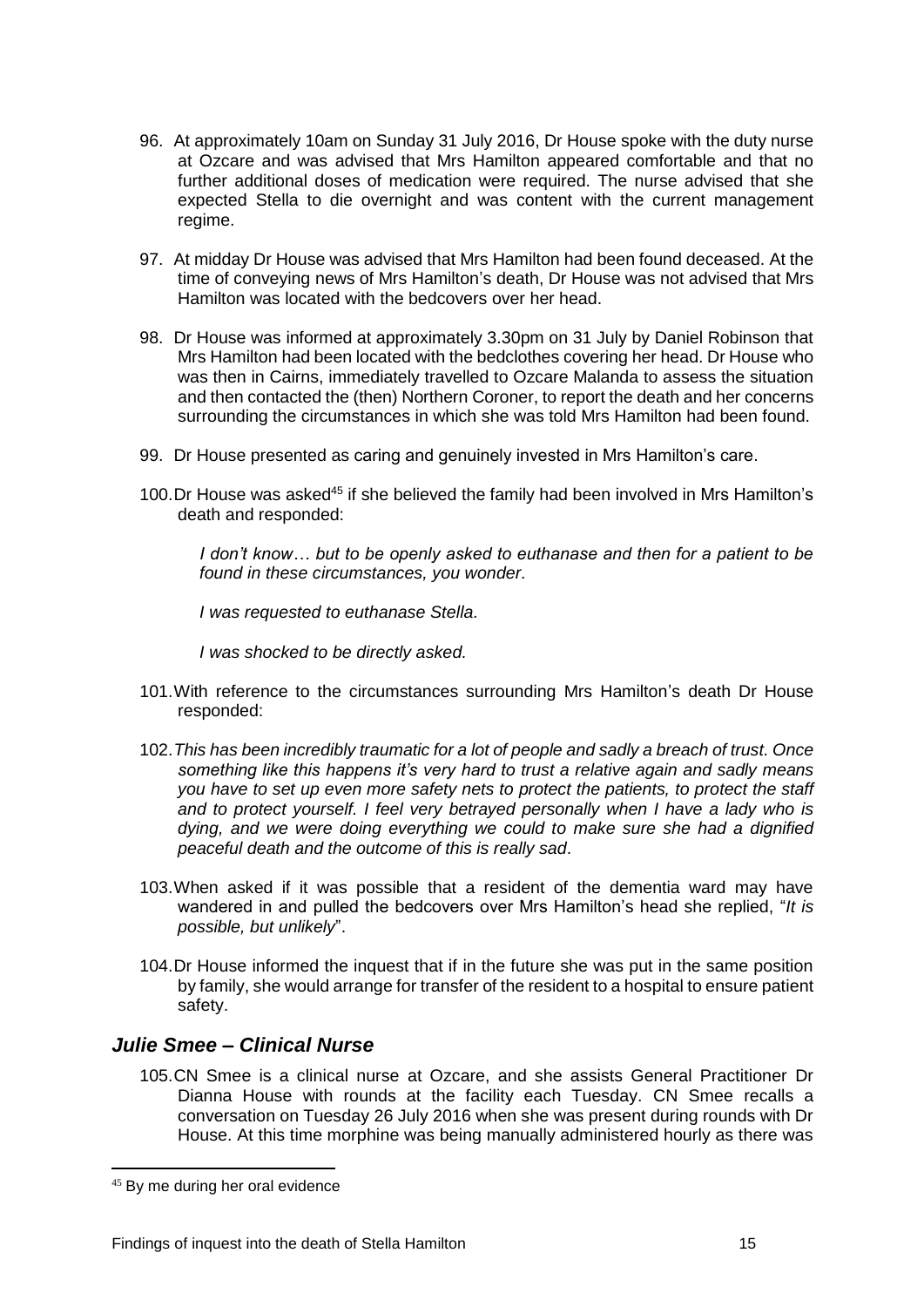96. At approximately 10am on Sunday 31 July 2016, Dr House spoke with the duty nurse at Ozcare and was advised that Mrs Hamilton appeared comfortable and that no further additional doses of medication were required. The nurse advised that she expected Stella to die overnight and was content with the current management regime.

97. At midday Dr House was advised that Mrs Hamilton had been found deceased. At the time of conveying news of Mrs Hamilton's death, Dr House was not advised that Mrs Hamilton was located with the bedcovers over her head.

98. Dr House was informed at approximately 3.30pm on 31 July by Daniel Robinson that Mrs Hamilton had been located with the bedclothes covering her head. Dr House who was then in Cairns, immediately travelled to Ozcare Malanda to assess the situation and then contacted the (then) Northern Coroner, to report the death and her concerns surrounding the circumstances in which she was told Mrs Hamilton had been found.

99. Dr House presented as caring and genuinely invested in Mrs Hamilton's care.

100. Dr House was asked[45] if she believed the family had been involved in Mrs Hamilton's death and responded:

> *I don't know… but to be openly asked to euthanase and then for a patient to be found in these circumstances, you wonder.*
>
> *I was requested to euthanase Stella.*
>
> *I was shocked to be directly asked.*

101. With reference to the circumstances surrounding Mrs Hamilton's death Dr House responded:

102. *This has been incredibly traumatic for a lot of people and sadly a breach of trust. Once something like this happens it's very hard to trust a relative again and sadly means you have to set up even more safety nets to protect the patients, to protect the staff and to protect yourself. I feel very betrayed personally when I have a lady who is dying, and we were doing everything we could to make sure she had a dignified peaceful death and the outcome of this is really sad*.

103. When asked if it was possible that a resident of the dementia ward may have wandered in and pulled the bedcovers over Mrs Hamilton's head she replied, "*It is possible, but unlikely*".

104. Dr House informed the inquest that if in the future she was put in the same position by family, she would arrange for transfer of the resident to a hospital to ensure patient safety.

### *Julie Smee – Clinical Nurse*

105. CN Smee is a clinical nurse at Ozcare, and she assists General Practitioner Dr Dianna House with rounds at the facility each Tuesday. CN Smee recalls a conversation on Tuesday 26 July 2016 when she was present during rounds with Dr House. At this time morphine was being manually administered hourly as there was

[45] By me during her oral evidence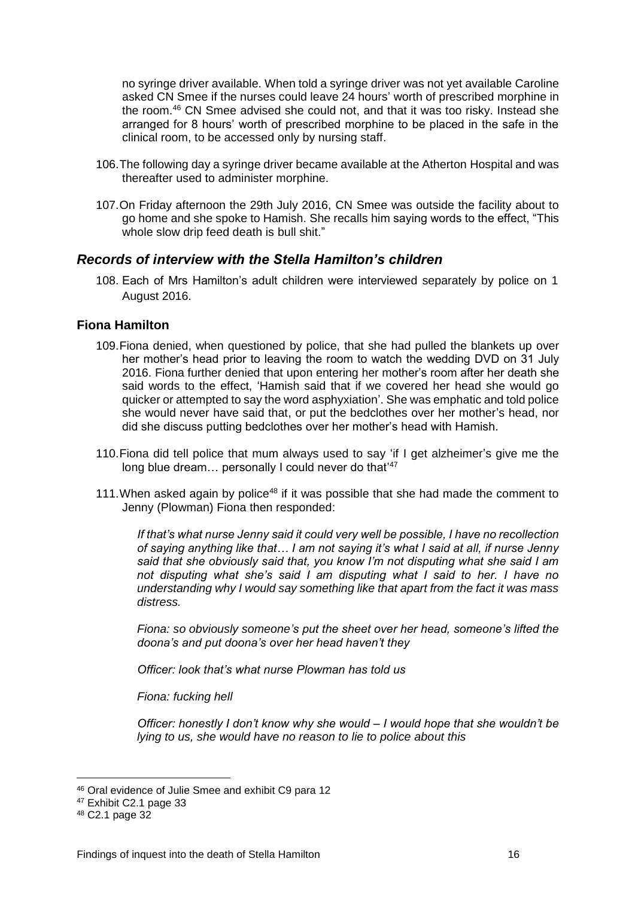no syringe driver available. When told a syringe driver was not yet available Caroline asked CN Smee if the nurses could leave 24 hours' worth of prescribed morphine in the room.[46] CN Smee advised she could not, and that it was too risky. Instead she arranged for 8 hours' worth of prescribed morphine to be placed in the safe in the clinical room, to be accessed only by nursing staff.

106. The following day a syringe driver became available at the Atherton Hospital and was thereafter used to administer morphine.

107. On Friday afternoon the 29th July 2016, CN Smee was outside the facility about to go home and she spoke to Hamish. She recalls him saying words to the effect, "This whole slow drip feed death is bull shit."

## *Records of interview with the Stella Hamilton's children*

108. Each of Mrs Hamilton's adult children were interviewed separately by police on 1 August 2016.

### Fiona Hamilton

109. Fiona denied, when questioned by police, that she had pulled the blankets up over her mother's head prior to leaving the room to watch the wedding DVD on 31 July 2016. Fiona further denied that upon entering her mother's room after her death she said words to the effect, 'Hamish said that if we covered her head she would go quicker or attempted to say the word asphyxiation'. She was emphatic and told police she would never have said that, or put the bedclothes over her mother's head, nor did she discuss putting bedclothes over her mother's head with Hamish.

110. Fiona did tell police that mum always used to say 'if I get alzheimer's give me the long blue dream… personally I could never do that'[47]

111. When asked again by police[48] if it was possible that she had made the comment to Jenny (Plowman) Fiona then responded:

> *If that's what nurse Jenny said it could very well be possible, I have no recollection of saying anything like that… I am not saying it's what I said at all, if nurse Jenny said that she obviously said that, you know I'm not disputing what she said I am not disputing what she's said I am disputing what I said to her. I have no understanding why I would say something like that apart from the fact it was mass distress.*
>
> *Fiona: so obviously someone's put the sheet over her head, someone's lifted the doona's and put doona's over her head haven't they*
>
> *Officer: look that's what nurse Plowman has told us*
>
> *Fiona: fucking hell*
>
> *Officer: honestly I don't know why she would – I would hope that she wouldn't be lying to us, she would have no reason to lie to police about this*

---

[46] Oral evidence of Julie Smee and exhibit C9 para 12

[47] Exhibit C2.1 page 33

[48] C2.1 page 32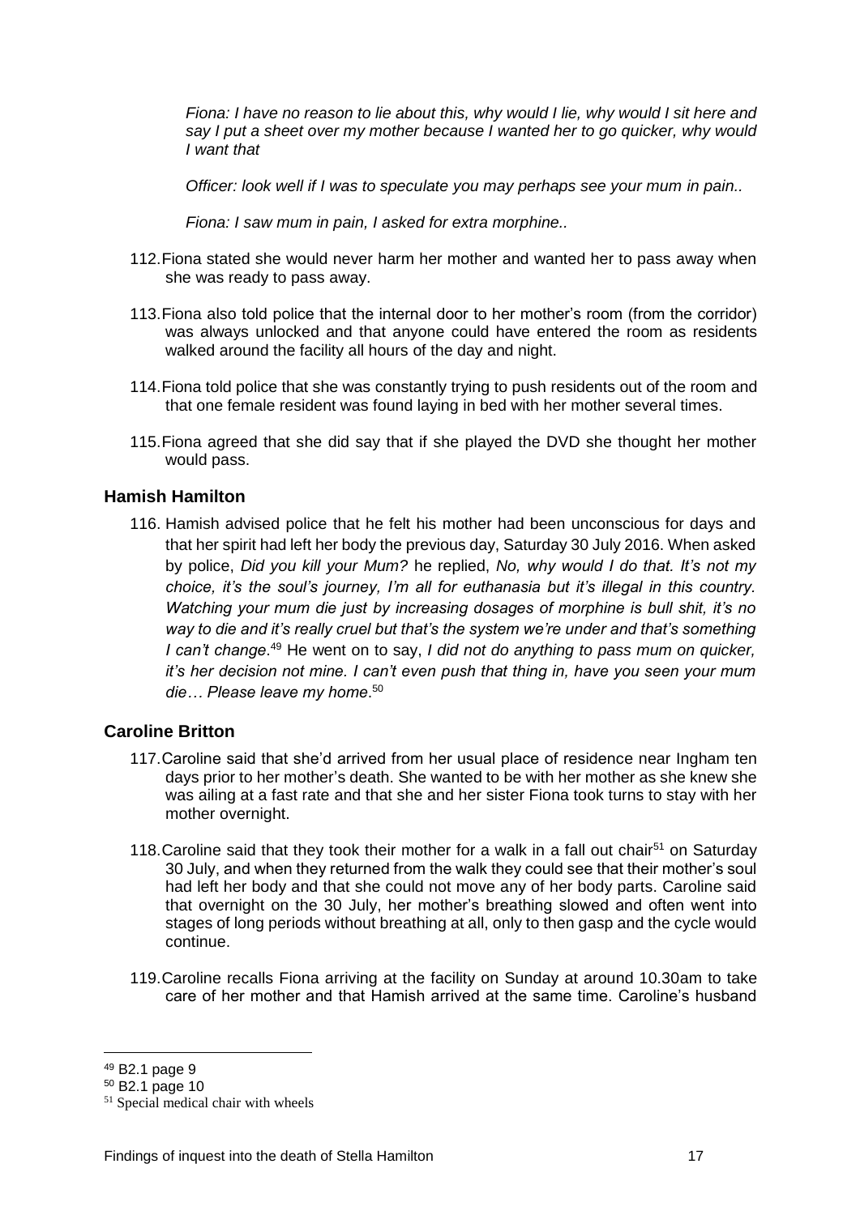*Fiona: I have no reason to lie about this, why would I lie, why would I sit here and say I put a sheet over my mother because I wanted her to go quicker, why would I want that*

*Officer: look well if I was to speculate you may perhaps see your mum in pain..*

*Fiona: I saw mum in pain, I asked for extra morphine..*

112. Fiona stated she would never harm her mother and wanted her to pass away when she was ready to pass away.

113. Fiona also told police that the internal door to her mother's room (from the corridor) was always unlocked and that anyone could have entered the room as residents walked around the facility all hours of the day and night.

114. Fiona told police that she was constantly trying to push residents out of the room and that one female resident was found laying in bed with her mother several times.

115. Fiona agreed that she did say that if she played the DVD she thought her mother would pass.

### Hamish Hamilton

116. Hamish advised police that he felt his mother had been unconscious for days and that her spirit had left her body the previous day, Saturday 30 July 2016. When asked by police, *Did you kill your Mum?* he replied, *No, why would I do that. It's not my choice, it's the soul's journey, I'm all for euthanasia but it's illegal in this country. Watching your mum die just by increasing dosages of morphine is bull shit, it's no way to die and it's really cruel but that's the system we're under and that's something I can't change*.[49] He went on to say, *I did not do anything to pass mum on quicker, it's her decision not mine. I can't even push that thing in, have you seen your mum die… Please leave my home*.[50]

### Caroline Britton

117. Caroline said that she'd arrived from her usual place of residence near Ingham ten days prior to her mother's death. She wanted to be with her mother as she knew she was ailing at a fast rate and that she and her sister Fiona took turns to stay with her mother overnight.

118. Caroline said that they took their mother for a walk in a fall out chair[51] on Saturday 30 July, and when they returned from the walk they could see that their mother's soul had left her body and that she could not move any of her body parts. Caroline said that overnight on the 30 July, her mother's breathing slowed and often went into stages of long periods without breathing at all, only to then gasp and the cycle would continue.

119. Caroline recalls Fiona arriving at the facility on Sunday at around 10.30am to take care of her mother and that Hamish arrived at the same time. Caroline's husband

---

[49] B2.1 page 9

[50] B2.1 page 10

[51] Special medical chair with wheels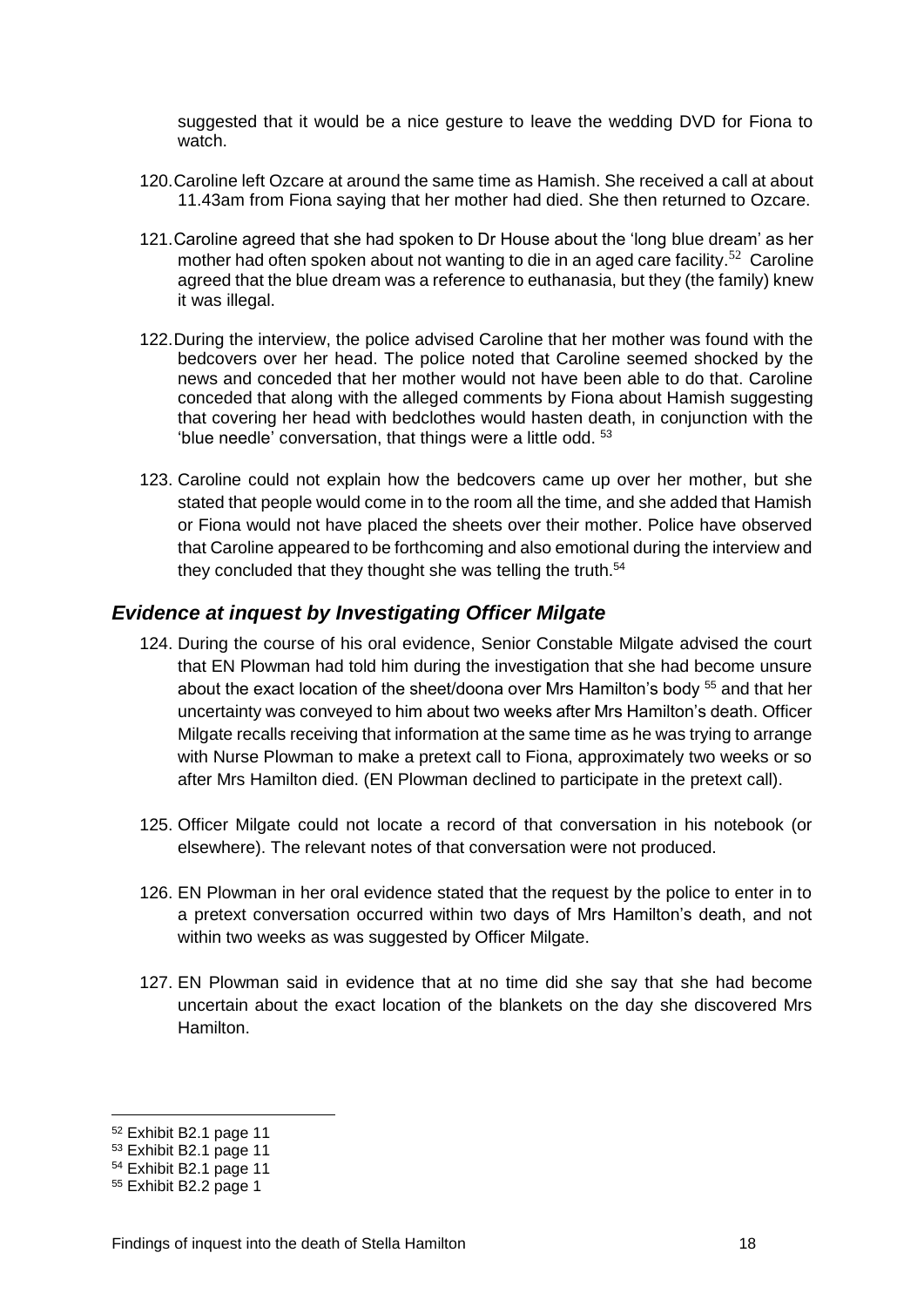suggested that it would be a nice gesture to leave the wedding DVD for Fiona to watch.

120. Caroline left Ozcare at around the same time as Hamish. She received a call at about 11.43am from Fiona saying that her mother had died. She then returned to Ozcare.

121. Caroline agreed that she had spoken to Dr House about the 'long blue dream' as her mother had often spoken about not wanting to die in an aged care facility.[52] Caroline agreed that the blue dream was a reference to euthanasia, but they (the family) knew it was illegal.

122. During the interview, the police advised Caroline that her mother was found with the bedcovers over her head. The police noted that Caroline seemed shocked by the news and conceded that her mother would not have been able to do that. Caroline conceded that along with the alleged comments by Fiona about Hamish suggesting that covering her head with bedclothes would hasten death, in conjunction with the 'blue needle' conversation, that things were a little odd. [53]

123. Caroline could not explain how the bedcovers came up over her mother, but she stated that people would come in to the room all the time, and she added that Hamish or Fiona would not have placed the sheets over their mother. Police have observed that Caroline appeared to be forthcoming and also emotional during the interview and they concluded that they thought she was telling the truth.[54]

## *Evidence at inquest by Investigating Officer Milgate*

124. During the course of his oral evidence, Senior Constable Milgate advised the court that EN Plowman had told him during the investigation that she had become unsure about the exact location of the sheet/doona over Mrs Hamilton's body [55] and that her uncertainty was conveyed to him about two weeks after Mrs Hamilton's death. Officer Milgate recalls receiving that information at the same time as he was trying to arrange with Nurse Plowman to make a pretext call to Fiona, approximately two weeks or so after Mrs Hamilton died. (EN Plowman declined to participate in the pretext call).

125. Officer Milgate could not locate a record of that conversation in his notebook (or elsewhere). The relevant notes of that conversation were not produced.

126. EN Plowman in her oral evidence stated that the request by the police to enter in to a pretext conversation occurred within two days of Mrs Hamilton's death, and not within two weeks as was suggested by Officer Milgate.

127. EN Plowman said in evidence that at no time did she say that she had become uncertain about the exact location of the blankets on the day she discovered Mrs Hamilton.

---

[52] Exhibit B2.1 page 11

[53] Exhibit B2.1 page 11

[54] Exhibit B2.1 page 11

[55] Exhibit B2.2 page 1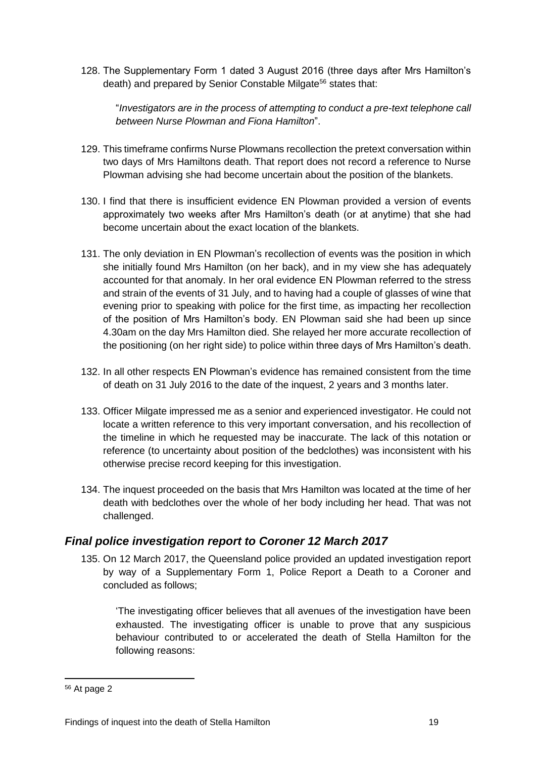128. The Supplementary Form 1 dated 3 August 2016 (three days after Mrs Hamilton's death) and prepared by Senior Constable Milgate[56] states that:

    "*Investigators are in the process of attempting to conduct a pre-text telephone call between Nurse Plowman and Fiona Hamilton*".

129. This timeframe confirms Nurse Plowmans recollection the pretext conversation within two days of Mrs Hamiltons death. That report does not record a reference to Nurse Plowman advising she had become uncertain about the position of the blankets.

130. I find that there is insufficient evidence EN Plowman provided a version of events approximately two weeks after Mrs Hamilton's death (or at anytime) that she had become uncertain about the exact location of the blankets.

131. The only deviation in EN Plowman's recollection of events was the position in which she initially found Mrs Hamilton (on her back), and in my view she has adequately accounted for that anomaly. In her oral evidence EN Plowman referred to the stress and strain of the events of 31 July, and to having had a couple of glasses of wine that evening prior to speaking with police for the first time, as impacting her recollection of the position of Mrs Hamilton's body. EN Plowman said she had been up since 4.30am on the day Mrs Hamilton died. She relayed her more accurate recollection of the positioning (on her right side) to police within three days of Mrs Hamilton's death.

132. In all other respects EN Plowman's evidence has remained consistent from the time of death on 31 July 2016 to the date of the inquest, 2 years and 3 months later.

133. Officer Milgate impressed me as a senior and experienced investigator. He could not locate a written reference to this very important conversation, and his recollection of the timeline in which he requested may be inaccurate. The lack of this notation or reference (to uncertainty about position of the bedclothes) was inconsistent with his otherwise precise record keeping for this investigation.

134. The inquest proceeded on the basis that Mrs Hamilton was located at the time of her death with bedclothes over the whole of her body including her head. That was not challenged.

## *Final police investigation report to Coroner 12 March 2017*

135. On 12 March 2017, the Queensland police provided an updated investigation report by way of a Supplementary Form 1, Police Report a Death to a Coroner and concluded as follows;

    'The investigating officer believes that all avenues of the investigation have been exhausted. The investigating officer is unable to prove that any suspicious behaviour contributed to or accelerated the death of Stella Hamilton for the following reasons:

[56] At page 2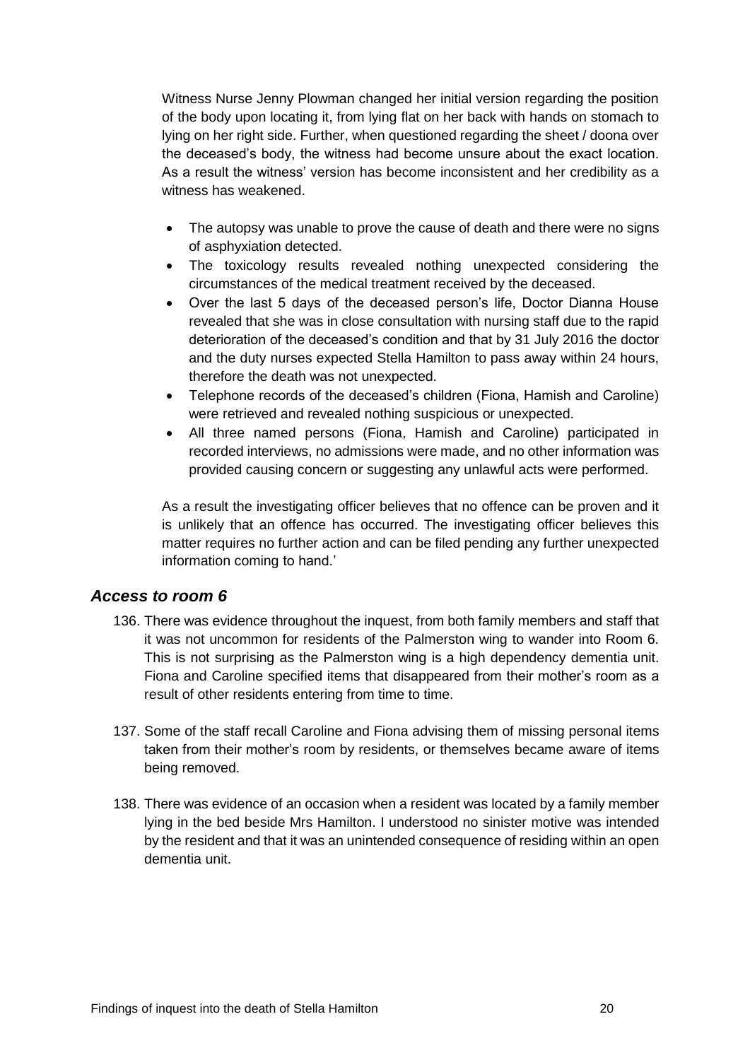Witness Nurse Jenny Plowman changed her initial version regarding the position of the body upon locating it, from lying flat on her back with hands on stomach to lying on her right side. Further, when questioned regarding the sheet / doona over the deceased's body, the witness had become unsure about the exact location. As a result the witness' version has become inconsistent and her credibility as a witness has weakened.

- The autopsy was unable to prove the cause of death and there were no signs of asphyxiation detected.
- The toxicology results revealed nothing unexpected considering the circumstances of the medical treatment received by the deceased.
- Over the last 5 days of the deceased person's life, Doctor Dianna House revealed that she was in close consultation with nursing staff due to the rapid deterioration of the deceased's condition and that by 31 July 2016 the doctor and the duty nurses expected Stella Hamilton to pass away within 24 hours, therefore the death was not unexpected.
- Telephone records of the deceased's children (Fiona, Hamish and Caroline) were retrieved and revealed nothing suspicious or unexpected.
- All three named persons (Fiona, Hamish and Caroline) participated in recorded interviews, no admissions were made, and no other information was provided causing concern or suggesting any unlawful acts were performed.

As a result the investigating officer believes that no offence can be proven and it is unlikely that an offence has occurred. The investigating officer believes this matter requires no further action and can be filed pending any further unexpected information coming to hand.'

## *Access to room 6*

136. There was evidence throughout the inquest, from both family members and staff that it was not uncommon for residents of the Palmerston wing to wander into Room 6. This is not surprising as the Palmerston wing is a high dependency dementia unit. Fiona and Caroline specified items that disappeared from their mother's room as a result of other residents entering from time to time.

137. Some of the staff recall Caroline and Fiona advising them of missing personal items taken from their mother's room by residents, or themselves became aware of items being removed.

138. There was evidence of an occasion when a resident was located by a family member lying in the bed beside Mrs Hamilton. I understood no sinister motive was intended by the resident and that it was an unintended consequence of residing within an open dementia unit.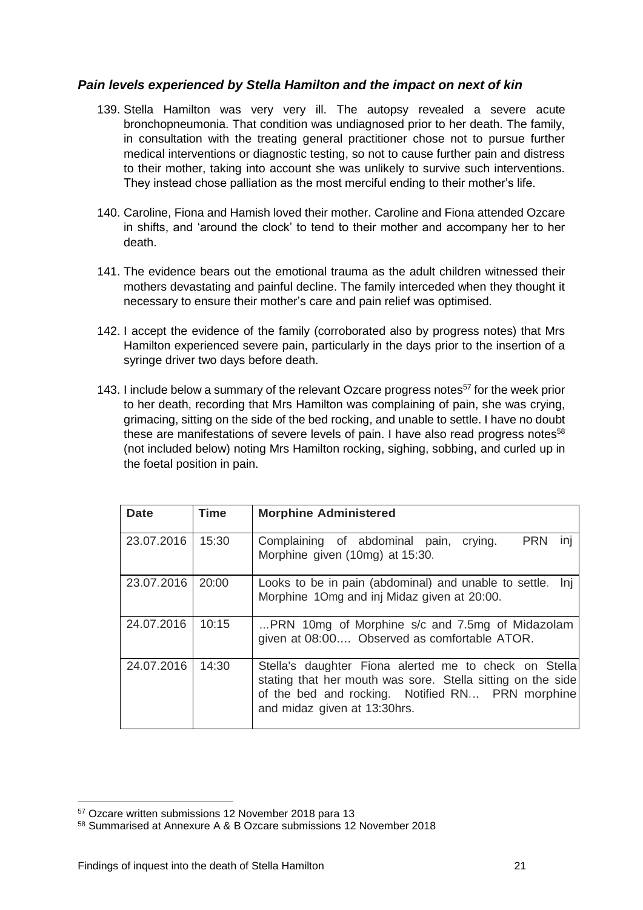### *Pain levels experienced by Stella Hamilton and the impact on next of kin*

139. Stella Hamilton was very very ill. The autopsy revealed a severe acute bronchopneumonia. That condition was undiagnosed prior to her death. The family, in consultation with the treating general practitioner chose not to pursue further medical interventions or diagnostic testing, so not to cause further pain and distress to their mother, taking into account she was unlikely to survive such interventions. They instead chose palliation as the most merciful ending to their mother's life.

140. Caroline, Fiona and Hamish loved their mother. Caroline and Fiona attended Ozcare in shifts, and 'around the clock' to tend to their mother and accompany her to her death.

141. The evidence bears out the emotional trauma as the adult children witnessed their mothers devastating and painful decline. The family interceded when they thought it necessary to ensure their mother's care and pain relief was optimised.

142. I accept the evidence of the family (corroborated also by progress notes) that Mrs Hamilton experienced severe pain, particularly in the days prior to the insertion of a syringe driver two days before death.

143. I include below a summary of the relevant Ozcare progress notes[57] for the week prior to her death, recording that Mrs Hamilton was complaining of pain, she was crying, grimacing, sitting on the side of the bed rocking, and unable to settle. I have no doubt these are manifestations of severe levels of pain. I have also read progress notes[58] (not included below) noting Mrs Hamilton rocking, sighing, sobbing, and curled up in the foetal position in pain.

| Date | Time | Morphine Administered |
|---|---|---|
| 23.07.2016 | 15:30 | Complaining of abdominal pain, crying. PRN inj Morphine given (10mg) at 15:30. |
| 23.07.2016 | 20:00 | Looks to be in pain (abdominal) and unable to settle. Inj Morphine 1Omg and inj Midaz given at 20:00. |
| 24.07.2016 | 10:15 | ...PRN 10mg of Morphine s/c and 7.5mg of Midazolam given at 08:00.... Observed as comfortable ATOR. |
| 24.07.2016 | 14:30 | Stella's daughter Fiona alerted me to check on Stella stating that her mouth was sore. Stella sitting on the side of the bed and rocking. Notified RN... PRN morphine and midaz given at 13:30hrs. |

---

[57] Ozcare written submissions 12 November 2018 para 13

[58] Summarised at Annexure A & B Ozcare submissions 12 November 2018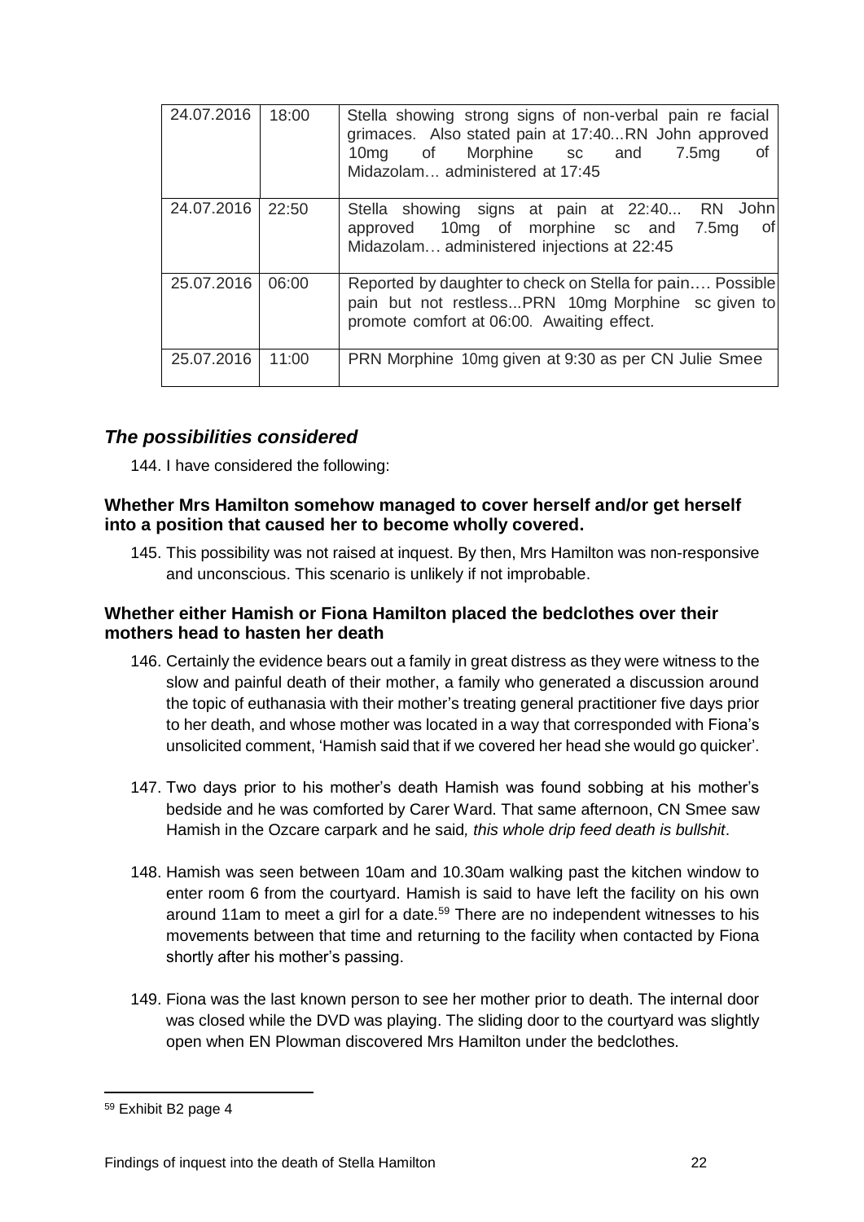| 24.07.2016 | 18:00 | Stella showing strong signs of non-verbal pain re facial grimaces. Also stated pain at 17:40...RN John approved 10mg of Morphine sc and 7.5mg of Midazolam… administered at 17:45 |
|---|---|---|
| 24.07.2016 | 22:50 | Stella showing signs at pain at 22:40... RN John approved 10mg of morphine sc and 7.5mg of Midazolam… administered injections at 22:45 |
| 25.07.2016 | 06:00 | Reported by daughter to check on Stella for pain…. Possible pain but not restless...PRN 10mg Morphine sc given to promote comfort at 06:00. Awaiting effect. |
| 25.07.2016 | 11:00 | PRN Morphine 10mg given at 9:30 as per CN Julie Smee |

## *The possibilities considered*

144. I have considered the following:

### Whether Mrs Hamilton somehow managed to cover herself and/or get herself into a position that caused her to become wholly covered.

145. This possibility was not raised at inquest. By then, Mrs Hamilton was non-responsive and unconscious. This scenario is unlikely if not improbable.

### Whether either Hamish or Fiona Hamilton placed the bedclothes over their mothers head to hasten her death

146. Certainly the evidence bears out a family in great distress as they were witness to the slow and painful death of their mother, a family who generated a discussion around the topic of euthanasia with their mother's treating general practitioner five days prior to her death, and whose mother was located in a way that corresponded with Fiona's unsolicited comment, 'Hamish said that if we covered her head she would go quicker'.

147. Two days prior to his mother's death Hamish was found sobbing at his mother's bedside and he was comforted by Carer Ward. That same afternoon, CN Smee saw Hamish in the Ozcare carpark and he said*, this whole drip feed death is bullshit*.

148. Hamish was seen between 10am and 10.30am walking past the kitchen window to enter room 6 from the courtyard. Hamish is said to have left the facility on his own around 11am to meet a girl for a date.[59] There are no independent witnesses to his movements between that time and returning to the facility when contacted by Fiona shortly after his mother's passing.

149. Fiona was the last known person to see her mother prior to death. The internal door was closed while the DVD was playing. The sliding door to the courtyard was slightly open when EN Plowman discovered Mrs Hamilton under the bedclothes.

---

[59] Exhibit B2 page 4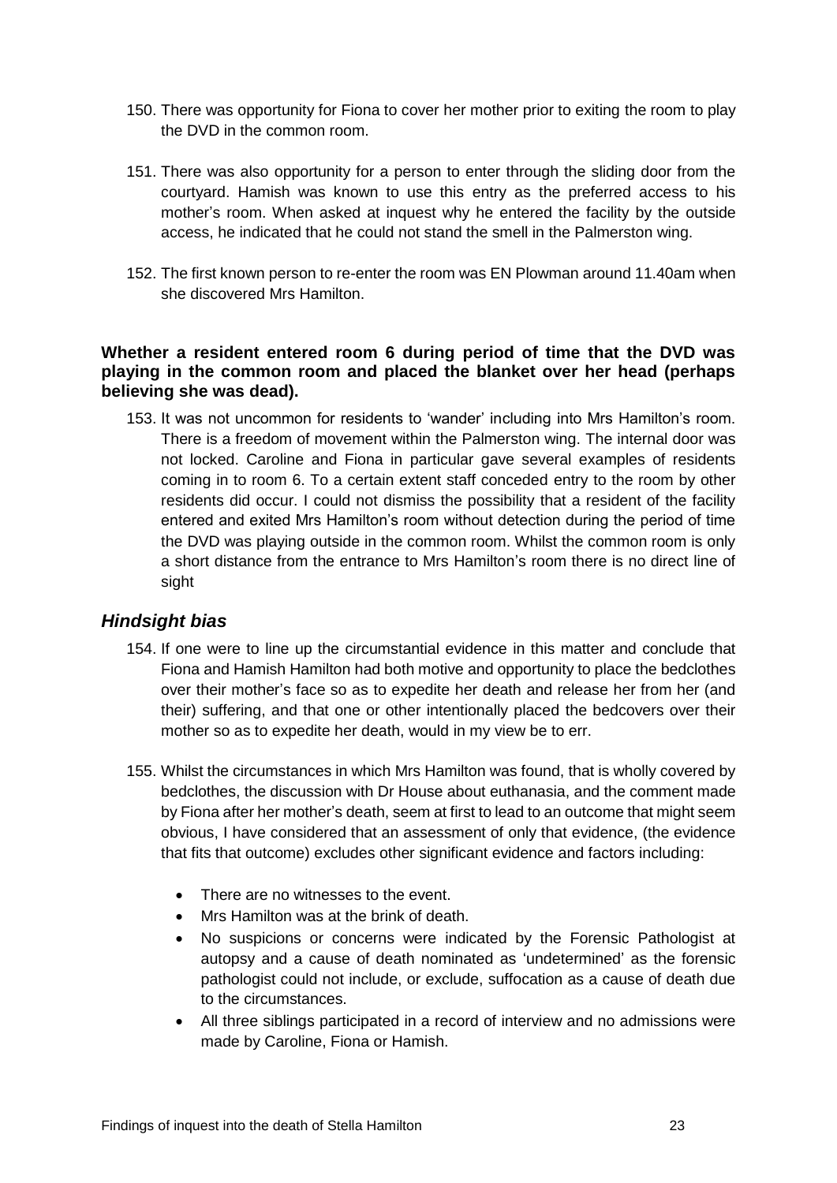150. There was opportunity for Fiona to cover her mother prior to exiting the room to play the DVD in the common room.

151. There was also opportunity for a person to enter through the sliding door from the courtyard. Hamish was known to use this entry as the preferred access to his mother's room. When asked at inquest why he entered the facility by the outside access, he indicated that he could not stand the smell in the Palmerston wing.

152. The first known person to re-enter the room was EN Plowman around 11.40am when she discovered Mrs Hamilton.

**Whether a resident entered room 6 during period of time that the DVD was playing in the common room and placed the blanket over her head (perhaps believing she was dead).**

153. It was not uncommon for residents to 'wander' including into Mrs Hamilton's room. There is a freedom of movement within the Palmerston wing. The internal door was not locked. Caroline and Fiona in particular gave several examples of residents coming in to room 6. To a certain extent staff conceded entry to the room by other residents did occur. I could not dismiss the possibility that a resident of the facility entered and exited Mrs Hamilton's room without detection during the period of time the DVD was playing outside in the common room. Whilst the common room is only a short distance from the entrance to Mrs Hamilton's room there is no direct line of sight

## *Hindsight bias*

154. If one were to line up the circumstantial evidence in this matter and conclude that Fiona and Hamish Hamilton had both motive and opportunity to place the bedclothes over their mother's face so as to expedite her death and release her from her (and their) suffering, and that one or other intentionally placed the bedcovers over their mother so as to expedite her death, would in my view be to err.

155. Whilst the circumstances in which Mrs Hamilton was found, that is wholly covered by bedclothes, the discussion with Dr House about euthanasia, and the comment made by Fiona after her mother's death, seem at first to lead to an outcome that might seem obvious, I have considered that an assessment of only that evidence, (the evidence that fits that outcome) excludes other significant evidence and factors including:

   - There are no witnesses to the event.
   - Mrs Hamilton was at the brink of death.
   - No suspicions or concerns were indicated by the Forensic Pathologist at autopsy and a cause of death nominated as 'undetermined' as the forensic pathologist could not include, or exclude, suffocation as a cause of death due to the circumstances.
   - All three siblings participated in a record of interview and no admissions were made by Caroline, Fiona or Hamish.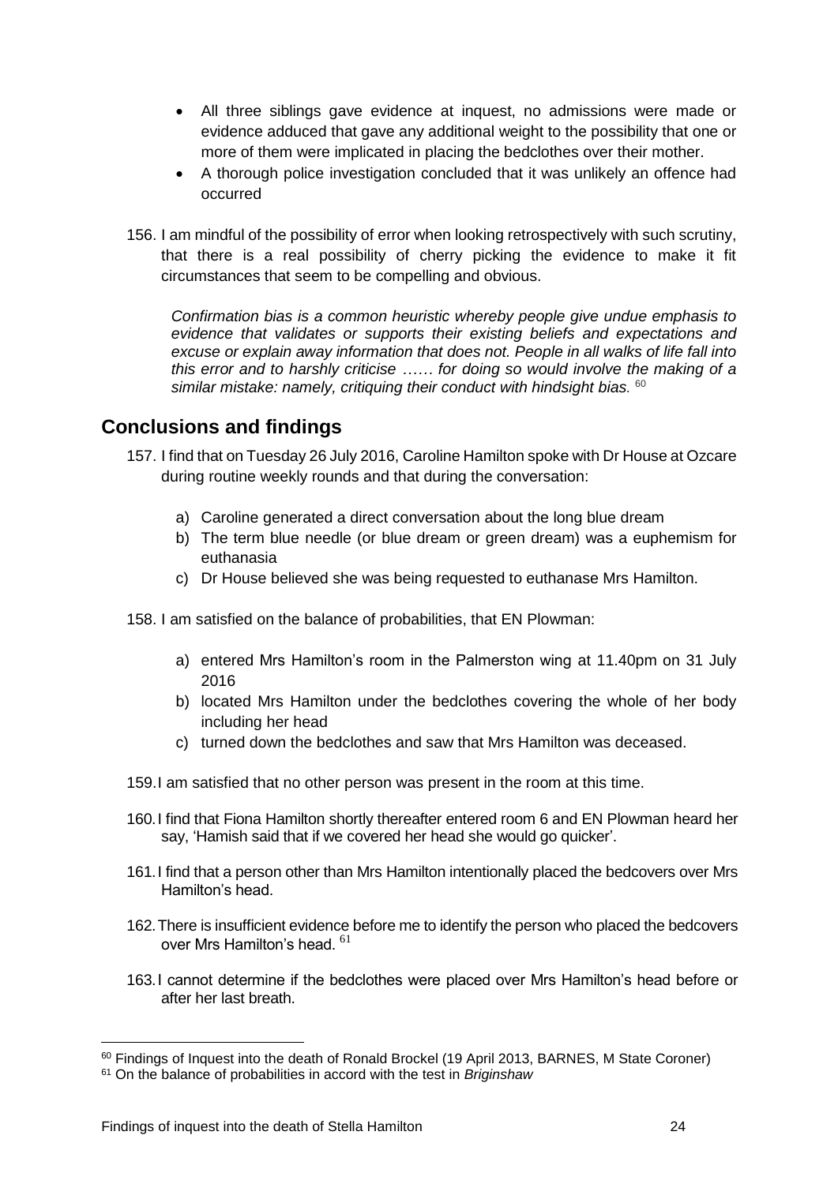- All three siblings gave evidence at inquest, no admissions were made or evidence adduced that gave any additional weight to the possibility that one or more of them were implicated in placing the bedclothes over their mother.
- A thorough police investigation concluded that it was unlikely an offence had occurred

156. I am mindful of the possibility of error when looking retrospectively with such scrutiny, that there is a real possibility of cherry picking the evidence to make it fit circumstances that seem to be compelling and obvious.

> *Confirmation bias is a common heuristic whereby people give undue emphasis to evidence that validates or supports their existing beliefs and expectations and excuse or explain away information that does not. People in all walks of life fall into this error and to harshly criticise …… for doing so would involve the making of a similar mistake: namely, critiquing their conduct with hindsight bias.* [60]

## Conclusions and findings

157. I find that on Tuesday 26 July 2016, Caroline Hamilton spoke with Dr House at Ozcare during routine weekly rounds and that during the conversation:

    a) Caroline generated a direct conversation about the long blue dream
    b) The term blue needle (or blue dream or green dream) was a euphemism for euthanasia
    c) Dr House believed she was being requested to euthanase Mrs Hamilton.

158. I am satisfied on the balance of probabilities, that EN Plowman:

    a) entered Mrs Hamilton's room in the Palmerston wing at 11.40pm on 31 July 2016
    b) located Mrs Hamilton under the bedclothes covering the whole of her body including her head
    c) turned down the bedclothes and saw that Mrs Hamilton was deceased.

159. I am satisfied that no other person was present in the room at this time.

160. I find that Fiona Hamilton shortly thereafter entered room 6 and EN Plowman heard her say, 'Hamish said that if we covered her head she would go quicker'.

161. I find that a person other than Mrs Hamilton intentionally placed the bedcovers over Mrs Hamilton's head.

162. There is insufficient evidence before me to identify the person who placed the bedcovers over Mrs Hamilton's head. [61]

163. I cannot determine if the bedclothes were placed over Mrs Hamilton's head before or after her last breath.

---

[60] Findings of Inquest into the death of Ronald Brockel (19 April 2013, BARNES, M State Coroner)

[61] On the balance of probabilities in accord with the test in *Briginshaw*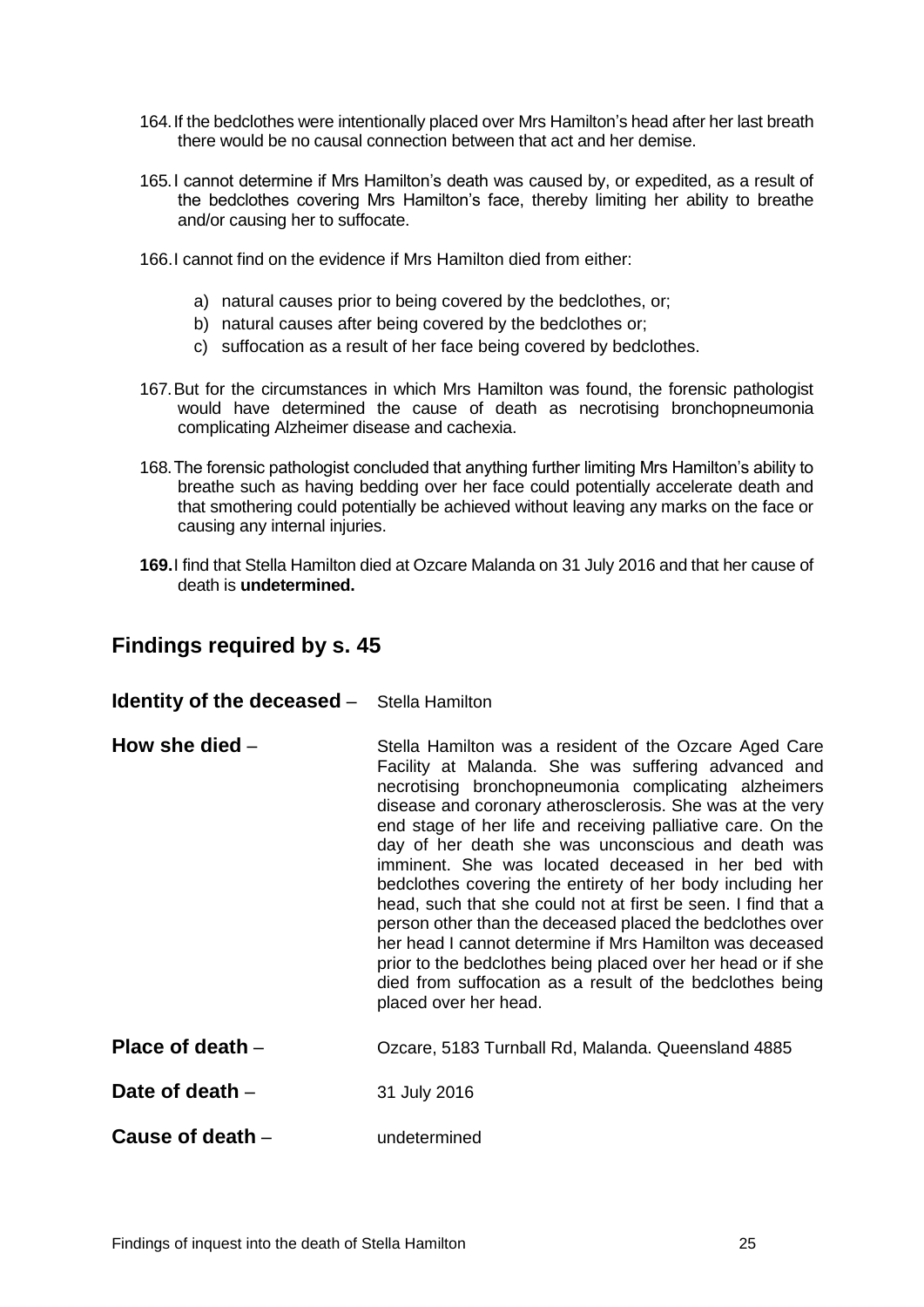164. If the bedclothes were intentionally placed over Mrs Hamilton's head after her last breath there would be no causal connection between that act and her demise.

165. I cannot determine if Mrs Hamilton's death was caused by, or expedited, as a result of the bedclothes covering Mrs Hamilton's face, thereby limiting her ability to breathe and/or causing her to suffocate.

166. I cannot find on the evidence if Mrs Hamilton died from either:

a) natural causes prior to being covered by the bedclothes, or;
b) natural causes after being covered by the bedclothes or;
c) suffocation as a result of her face being covered by bedclothes.

167. But for the circumstances in which Mrs Hamilton was found, the forensic pathologist would have determined the cause of death as necrotising bronchopneumonia complicating Alzheimer disease and cachexia.

168. The forensic pathologist concluded that anything further limiting Mrs Hamilton's ability to breathe such as having bedding over her face could potentially accelerate death and that smothering could potentially be achieved without leaving any marks on the face or causing any internal injuries.

**169.** I find that Stella Hamilton died at Ozcare Malanda on 31 July 2016 and that her cause of death is **undetermined.**

## Findings required by s. 45

**Identity of the deceased** – Stella Hamilton

**How she died** – Stella Hamilton was a resident of the Ozcare Aged Care Facility at Malanda. She was suffering advanced and necrotising bronchopneumonia complicating alzheimers disease and coronary atherosclerosis. She was at the very end stage of her life and receiving palliative care. On the day of her death she was unconscious and death was imminent. She was located deceased in her bed with bedclothes covering the entirety of her body including her head, such that she could not at first be seen. I find that a person other than the deceased placed the bedclothes over her head I cannot determine if Mrs Hamilton was deceased prior to the bedclothes being placed over her head or if she died from suffocation as a result of the bedclothes being placed over her head.

**Place of death** – Ozcare, 5183 Turnball Rd, Malanda. Queensland 4885

**Date of death** – 31 July 2016

**Cause of death** – undetermined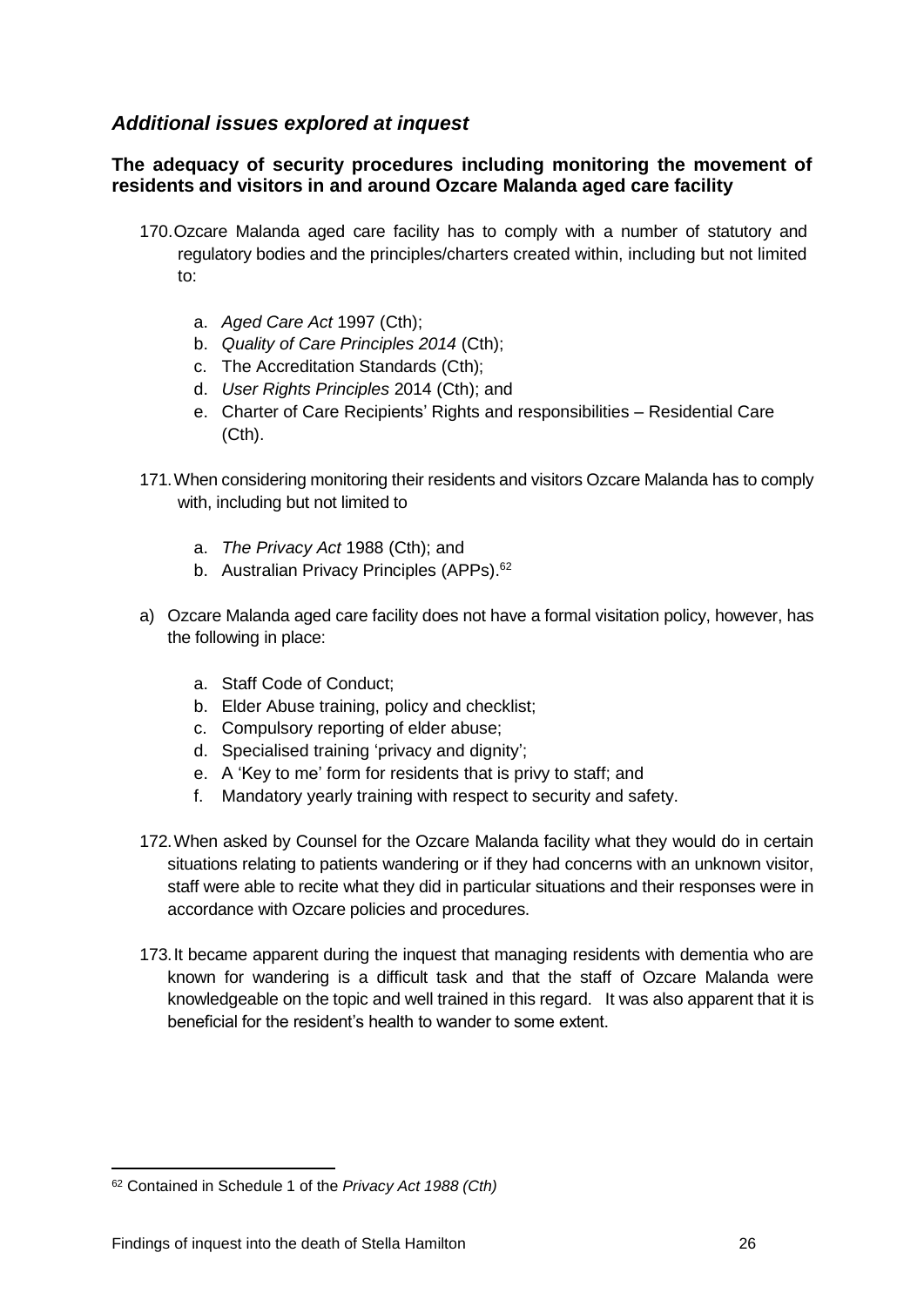## *Additional issues explored at inquest*

### The adequacy of security procedures including monitoring the movement of residents and visitors in and around Ozcare Malanda aged care facility

170. Ozcare Malanda aged care facility has to comply with a number of statutory and regulatory bodies and the principles/charters created within, including but not limited to:

    a. *Aged Care Act* 1997 (Cth);
    b. *Quality of Care Principles 2014* (Cth);
    c. The Accreditation Standards (Cth);
    d. *User Rights Principles* 2014 (Cth); and
    e. Charter of Care Recipients' Rights and responsibilities – Residential Care (Cth).

171. When considering monitoring their residents and visitors Ozcare Malanda has to comply with, including but not limited to

    a. *The Privacy Act* 1988 (Cth); and
    b. Australian Privacy Principles (APPs).[62]

a) Ozcare Malanda aged care facility does not have a formal visitation policy, however, has the following in place:

    a. Staff Code of Conduct;
    b. Elder Abuse training, policy and checklist;
    c. Compulsory reporting of elder abuse;
    d. Specialised training 'privacy and dignity';
    e. A 'Key to me' form for residents that is privy to staff; and
    f. Mandatory yearly training with respect to security and safety.

172. When asked by Counsel for the Ozcare Malanda facility what they would do in certain situations relating to patients wandering or if they had concerns with an unknown visitor, staff were able to recite what they did in particular situations and their responses were in accordance with Ozcare policies and procedures.

173. It became apparent during the inquest that managing residents with dementia who are known for wandering is a difficult task and that the staff of Ozcare Malanda were knowledgeable on the topic and well trained in this regard. It was also apparent that it is beneficial for the resident's health to wander to some extent.

---

[62] Contained in Schedule 1 of the *Privacy Act 1988 (Cth)*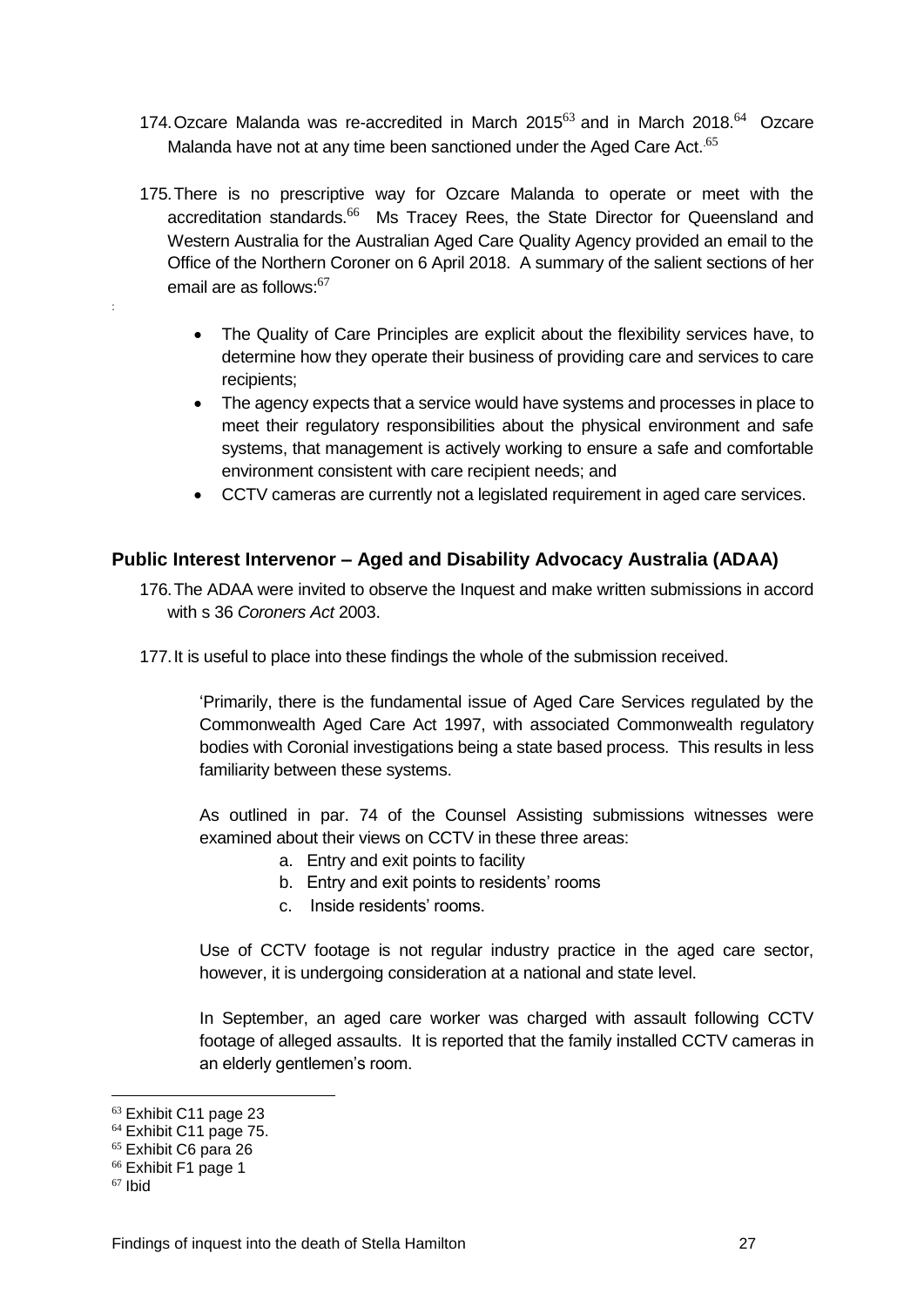174. Ozcare Malanda was re-accredited in March 2015[63] and in March 2018.[64] Ozcare Malanda have not at any time been sanctioned under the Aged Care Act.[65]

175. There is no prescriptive way for Ozcare Malanda to operate or meet with the accreditation standards.[66] Ms Tracey Rees, the State Director for Queensland and Western Australia for the Australian Aged Care Quality Agency provided an email to the Office of the Northern Coroner on 6 April 2018. A summary of the salient sections of her email are as follows:[67]

- The Quality of Care Principles are explicit about the flexibility services have, to determine how they operate their business of providing care and services to care recipients;
- The agency expects that a service would have systems and processes in place to meet their regulatory responsibilities about the physical environment and safe systems, that management is actively working to ensure a safe and comfortable environment consistent with care recipient needs; and
- CCTV cameras are currently not a legislated requirement in aged care services.

## Public Interest Intervenor – Aged and Disability Advocacy Australia (ADAA)

176. The ADAA were invited to observe the Inquest and make written submissions in accord with s 36 *Coroners Act* 2003.

177. It is useful to place into these findings the whole of the submission received.

> 'Primarily, there is the fundamental issue of Aged Care Services regulated by the Commonwealth Aged Care Act 1997, with associated Commonwealth regulatory bodies with Coronial investigations being a state based process. This results in less familiarity between these systems.
>
> As outlined in par. 74 of the Counsel Assisting submissions witnesses were examined about their views on CCTV in these three areas:
>
> a. Entry and exit points to facility
> b. Entry and exit points to residents' rooms
> c. Inside residents' rooms.
>
> Use of CCTV footage is not regular industry practice in the aged care sector, however, it is undergoing consideration at a national and state level.
>
> In September, an aged care worker was charged with assault following CCTV footage of alleged assaults. It is reported that the family installed CCTV cameras in an elderly gentlemen's room.

---

[63] Exhibit C11 page 23
[64] Exhibit C11 page 75.
[65] Exhibit C6 para 26
[66] Exhibit F1 page 1
[67] Ibid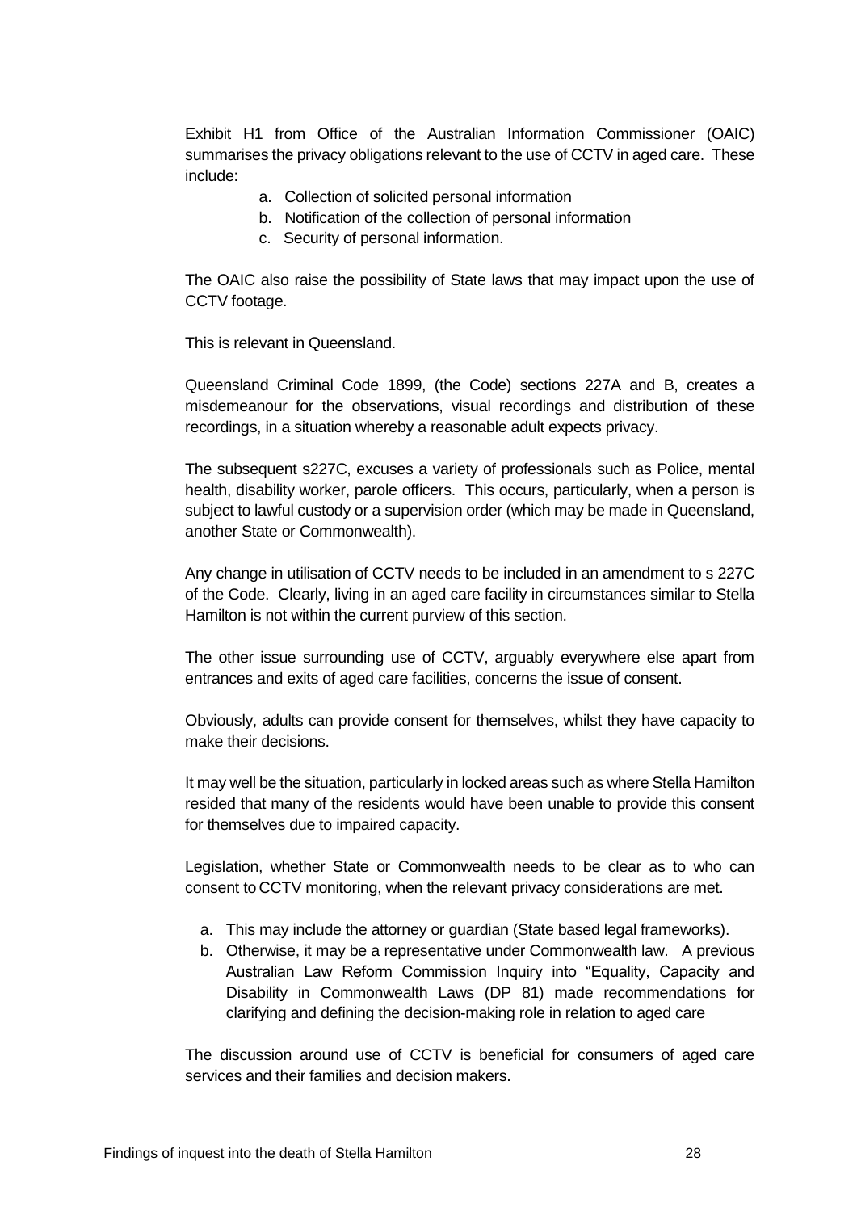Exhibit H1 from Office of the Australian Information Commissioner (OAIC) summarises the privacy obligations relevant to the use of CCTV in aged care. These include:

a. Collection of solicited personal information
b. Notification of the collection of personal information
c. Security of personal information.

The OAIC also raise the possibility of State laws that may impact upon the use of CCTV footage.

This is relevant in Queensland.

Queensland Criminal Code 1899, (the Code) sections 227A and B, creates a misdemeanour for the observations, visual recordings and distribution of these recordings, in a situation whereby a reasonable adult expects privacy.

The subsequent s227C, excuses a variety of professionals such as Police, mental health, disability worker, parole officers. This occurs, particularly, when a person is subject to lawful custody or a supervision order (which may be made in Queensland, another State or Commonwealth).

Any change in utilisation of CCTV needs to be included in an amendment to s 227C of the Code. Clearly, living in an aged care facility in circumstances similar to Stella Hamilton is not within the current purview of this section.

The other issue surrounding use of CCTV, arguably everywhere else apart from entrances and exits of aged care facilities, concerns the issue of consent.

Obviously, adults can provide consent for themselves, whilst they have capacity to make their decisions.

It may well be the situation, particularly in locked areas such as where Stella Hamilton resided that many of the residents would have been unable to provide this consent for themselves due to impaired capacity.

Legislation, whether State or Commonwealth needs to be clear as to who can consent to CCTV monitoring, when the relevant privacy considerations are met.

a. This may include the attorney or guardian (State based legal frameworks).
b. Otherwise, it may be a representative under Commonwealth law. A previous Australian Law Reform Commission Inquiry into "Equality, Capacity and Disability in Commonwealth Laws (DP 81) made recommendations for clarifying and defining the decision-making role in relation to aged care

The discussion around use of CCTV is beneficial for consumers of aged care services and their families and decision makers.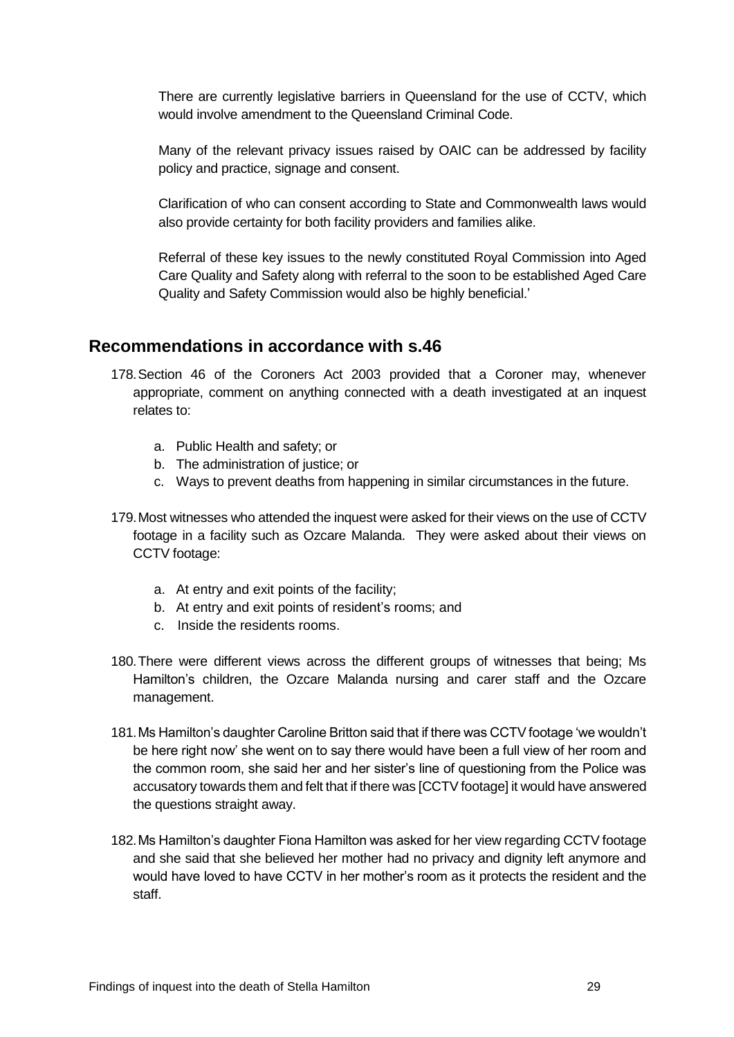There are currently legislative barriers in Queensland for the use of CCTV, which would involve amendment to the Queensland Criminal Code.

Many of the relevant privacy issues raised by OAIC can be addressed by facility policy and practice, signage and consent.

Clarification of who can consent according to State and Commonwealth laws would also provide certainty for both facility providers and families alike.

Referral of these key issues to the newly constituted Royal Commission into Aged Care Quality and Safety along with referral to the soon to be established Aged Care Quality and Safety Commission would also be highly beneficial.'

## Recommendations in accordance with s.46

178. Section 46 of the Coroners Act 2003 provided that a Coroner may, whenever appropriate, comment on anything connected with a death investigated at an inquest relates to:

   a. Public Health and safety; or
   b. The administration of justice; or
   c. Ways to prevent deaths from happening in similar circumstances in the future.

179. Most witnesses who attended the inquest were asked for their views on the use of CCTV footage in a facility such as Ozcare Malanda. They were asked about their views on CCTV footage:

   a. At entry and exit points of the facility;
   b. At entry and exit points of resident's rooms; and
   c. Inside the residents rooms.

180. There were different views across the different groups of witnesses that being; Ms Hamilton's children, the Ozcare Malanda nursing and carer staff and the Ozcare management.

181. Ms Hamilton's daughter Caroline Britton said that if there was CCTV footage 'we wouldn't be here right now' she went on to say there would have been a full view of her room and the common room, she said her and her sister's line of questioning from the Police was accusatory towards them and felt that if there was [CCTV footage] it would have answered the questions straight away.

182. Ms Hamilton's daughter Fiona Hamilton was asked for her view regarding CCTV footage and she said that she believed her mother had no privacy and dignity left anymore and would have loved to have CCTV in her mother's room as it protects the resident and the staff.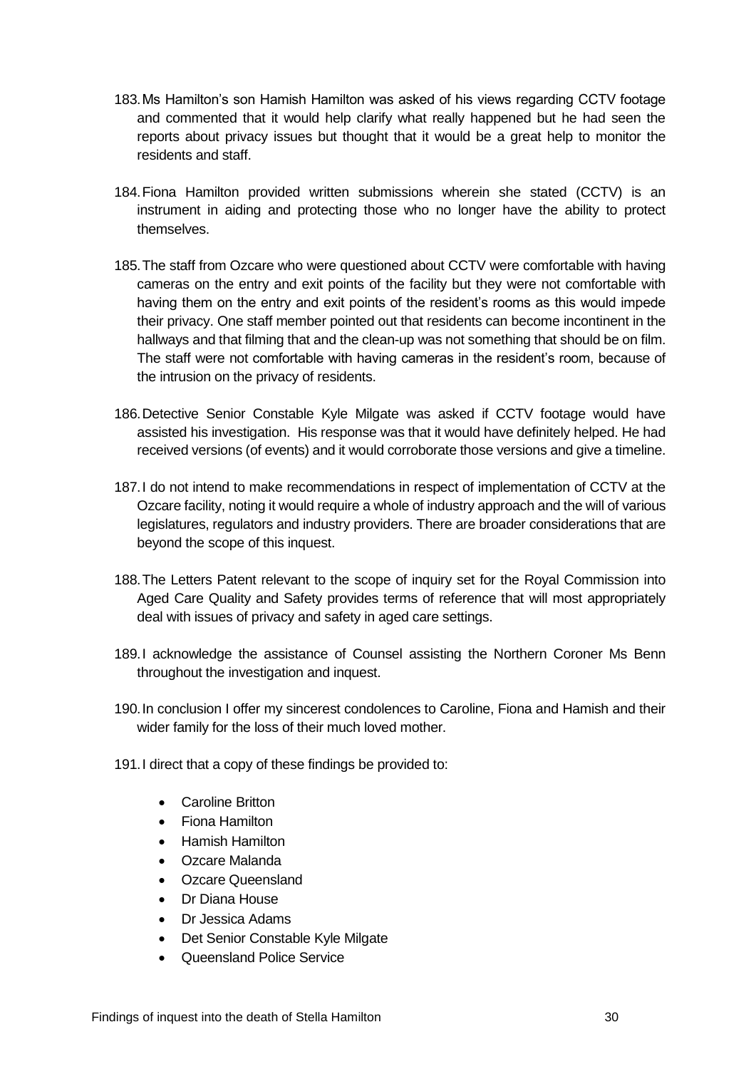183. Ms Hamilton's son Hamish Hamilton was asked of his views regarding CCTV footage and commented that it would help clarify what really happened but he had seen the reports about privacy issues but thought that it would be a great help to monitor the residents and staff.

184. Fiona Hamilton provided written submissions wherein she stated (CCTV) is an instrument in aiding and protecting those who no longer have the ability to protect themselves.

185. The staff from Ozcare who were questioned about CCTV were comfortable with having cameras on the entry and exit points of the facility but they were not comfortable with having them on the entry and exit points of the resident's rooms as this would impede their privacy. One staff member pointed out that residents can become incontinent in the hallways and that filming that and the clean-up was not something that should be on film. The staff were not comfortable with having cameras in the resident's room, because of the intrusion on the privacy of residents.

186. Detective Senior Constable Kyle Milgate was asked if CCTV footage would have assisted his investigation. His response was that it would have definitely helped. He had received versions (of events) and it would corroborate those versions and give a timeline.

187. I do not intend to make recommendations in respect of implementation of CCTV at the Ozcare facility, noting it would require a whole of industry approach and the will of various legislatures, regulators and industry providers. There are broader considerations that are beyond the scope of this inquest.

188. The Letters Patent relevant to the scope of inquiry set for the Royal Commission into Aged Care Quality and Safety provides terms of reference that will most appropriately deal with issues of privacy and safety in aged care settings.

189. I acknowledge the assistance of Counsel assisting the Northern Coroner Ms Benn throughout the investigation and inquest.

190. In conclusion I offer my sincerest condolences to Caroline, Fiona and Hamish and their wider family for the loss of their much loved mother.

191. I direct that a copy of these findings be provided to:

- Caroline Britton
- Fiona Hamilton
- Hamish Hamilton
- Ozcare Malanda
- Ozcare Queensland
- Dr Diana House
- Dr Jessica Adams
- Det Senior Constable Kyle Milgate
- Queensland Police Service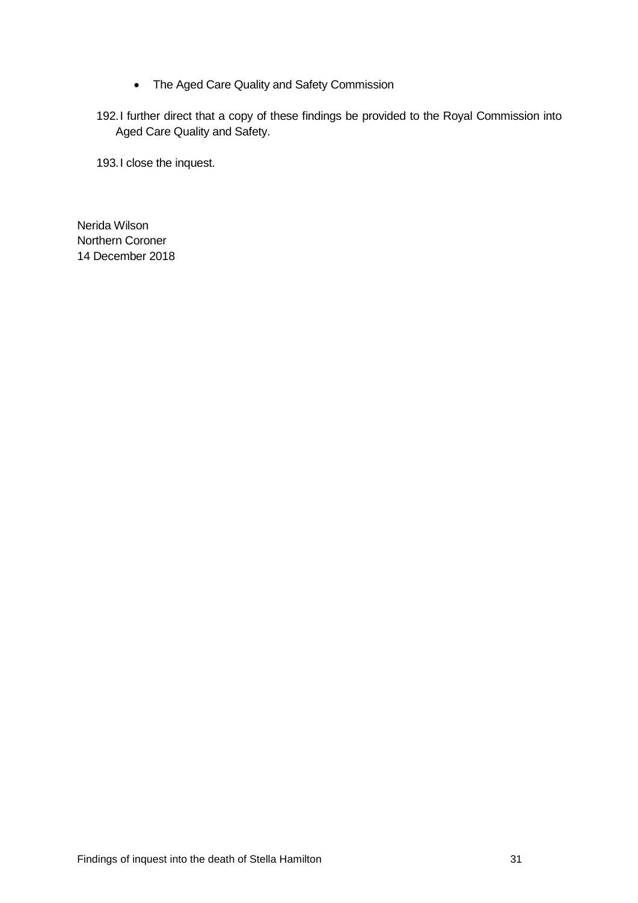- The Aged Care Quality and Safety Commission

192. I further direct that a copy of these findings be provided to the Royal Commission into Aged Care Quality and Safety.

193. I close the inquest.

Nerida Wilson
Northern Coroner
14 December 2018